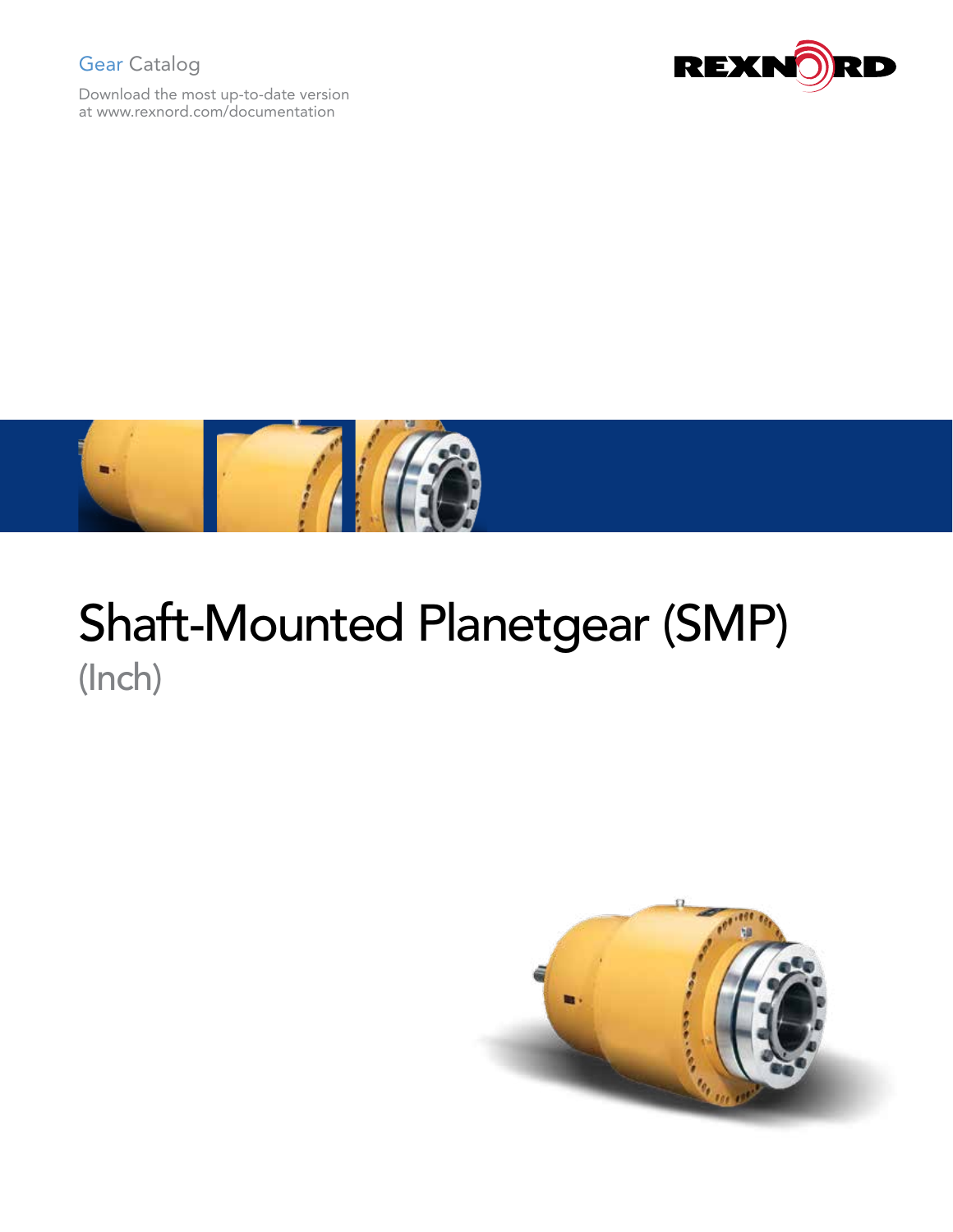Gear Catalog

Download the most up-to-date version at www.rexnord.com/documentation

# Shaft-Mounted Planetgear (SMP)

## (Inch)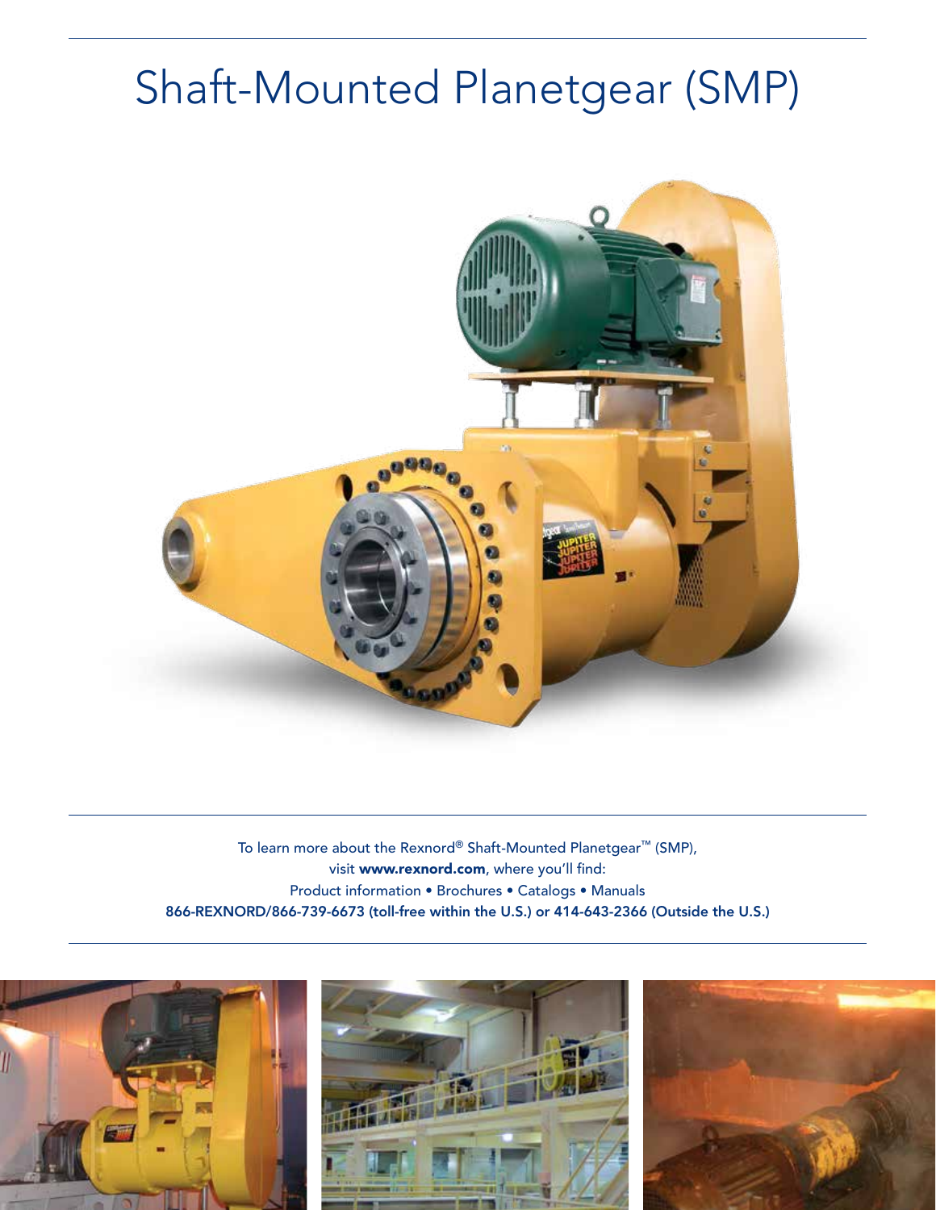# Shaft-Mounted Planetgear (SMP)

To learn more about the Rexnord® Shaft-Mounted Planetgear™ (SMP), visit **www.rexnord.com**, where you'll find:

Product information • Brochures • Catalogs • Manuals

**866-REXNORD/866-739-6673 (toll-free within the U.S.) or 414-643-2366 (Outside the U.S.)**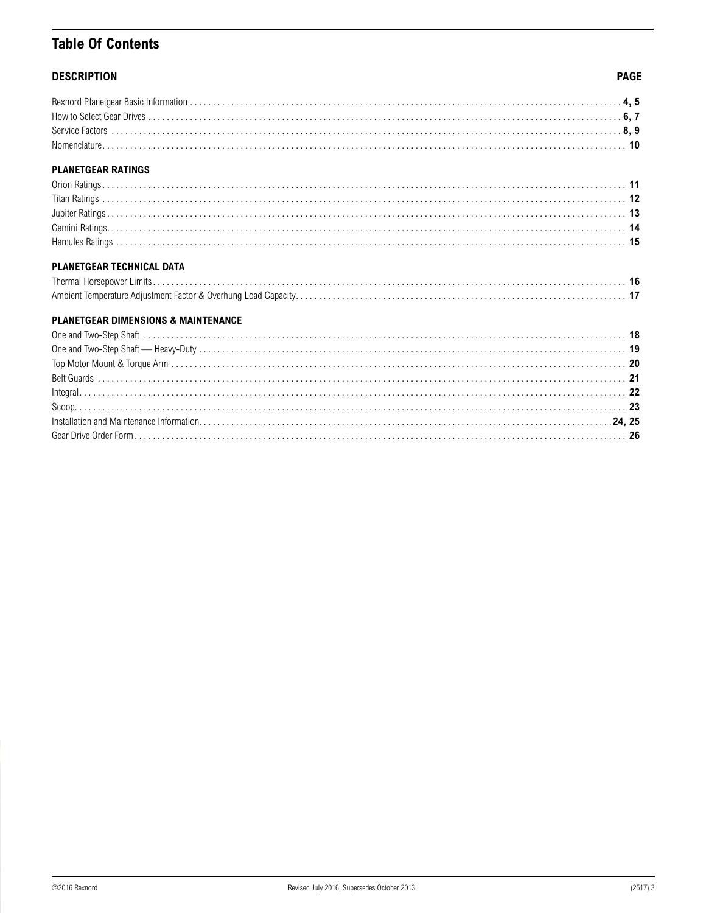## Table Of Contents

| DESCRIPTION | PAGE |
|---|---|
| Rexnord Planetgear Basic Information | **4, 5** |
| How to Select Gear Drives | **6, 7** |
| Service Factors | **8, 9** |
| Nomenclature | **10** |
| **PLANETGEAR RATINGS** | |
| Orion Ratings | **11** |
| Titan Ratings | **12** |
| Jupiter Ratings | **13** |
| Gemini Ratings | **14** |
| Hercules Ratings | **15** |
| **PLANETGEAR TECHNICAL DATA** | |
| Thermal Horsepower Limits | **16** |
| Ambient Temperature Adjustment Factor & Overhung Load Capacity | **17** |
| **PLANETGEAR DIMENSIONS & MAINTENANCE** | |
| One and Two-Step Shaft | **18** |
| One and Two-Step Shaft — Heavy-Duty | **19** |
| Top Motor Mount & Torque Arm | **20** |
| Belt Guards | **21** |
| Integral | **22** |
| Scoop | **23** |
| Installation and Maintenance Information | **24, 25** |
| Gear Drive Order Form | **26** |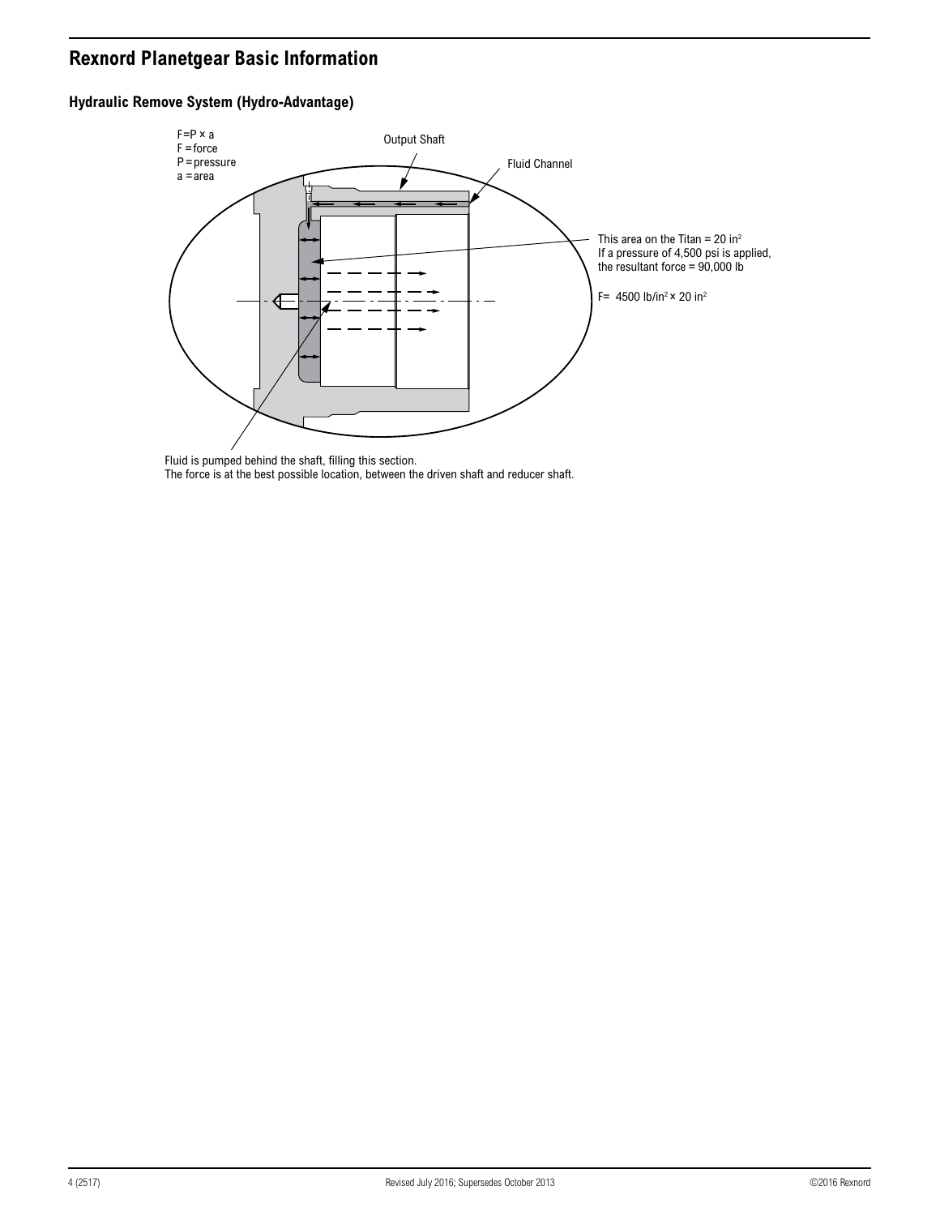# Rexnord Planetgear Basic Information

## Hydraulic Remove System (Hydro-Advantage)

$F = P \times a$
$F$ = force
$P$ = pressure
$a$ = area

Output Shaft

Fluid Channel

This area on the Titan = 20 $in^2$
If a pressure of 4,500 psi is applied, the resultant force = 90,000 lb

$F = 4500 \text{ lb/in}^2 \times 20 \text{ in}^2$

Fluid is pumped behind the shaft, filling this section.
The force is at the best possible location, between the driven shaft and reducer shaft.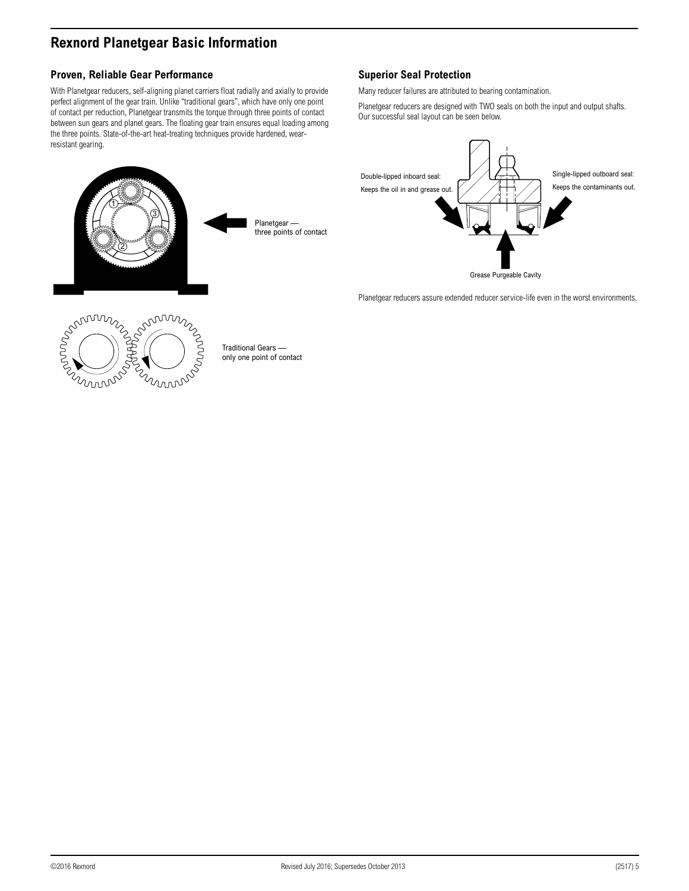# Rexnord Planetgear Basic Information

## Proven, Reliable Gear Performance

With Planetgear reducers, self-aligning planet carriers float radially and axially to provide perfect alignment of the gear train. Unlike "traditional gears", which have only one point of contact per reduction, Planetgear transmits the torque through three points of contact between sun gears and planet gears. The floating gear train ensures equal loading among the three points. State-of-the-art heat-treating techniques provide hardened, wear-resistant gearing.

Planetgear — three points of contact

Traditional Gears — only one point of contact

## Superior Seal Protection

Many reducer failures are attributed to bearing contamination.

Planetgear reducers are designed with TWO seals on both the input and output shafts. Our successful seal layout can be seen below.

Double-lipped inboard seal: Keeps the oil in and grease out.

Single-lipped outboard seal: Keeps the contaminants out.

Grease Purgeable Cavity

Planetgear reducers assure extended reducer service-life even in the worst environments.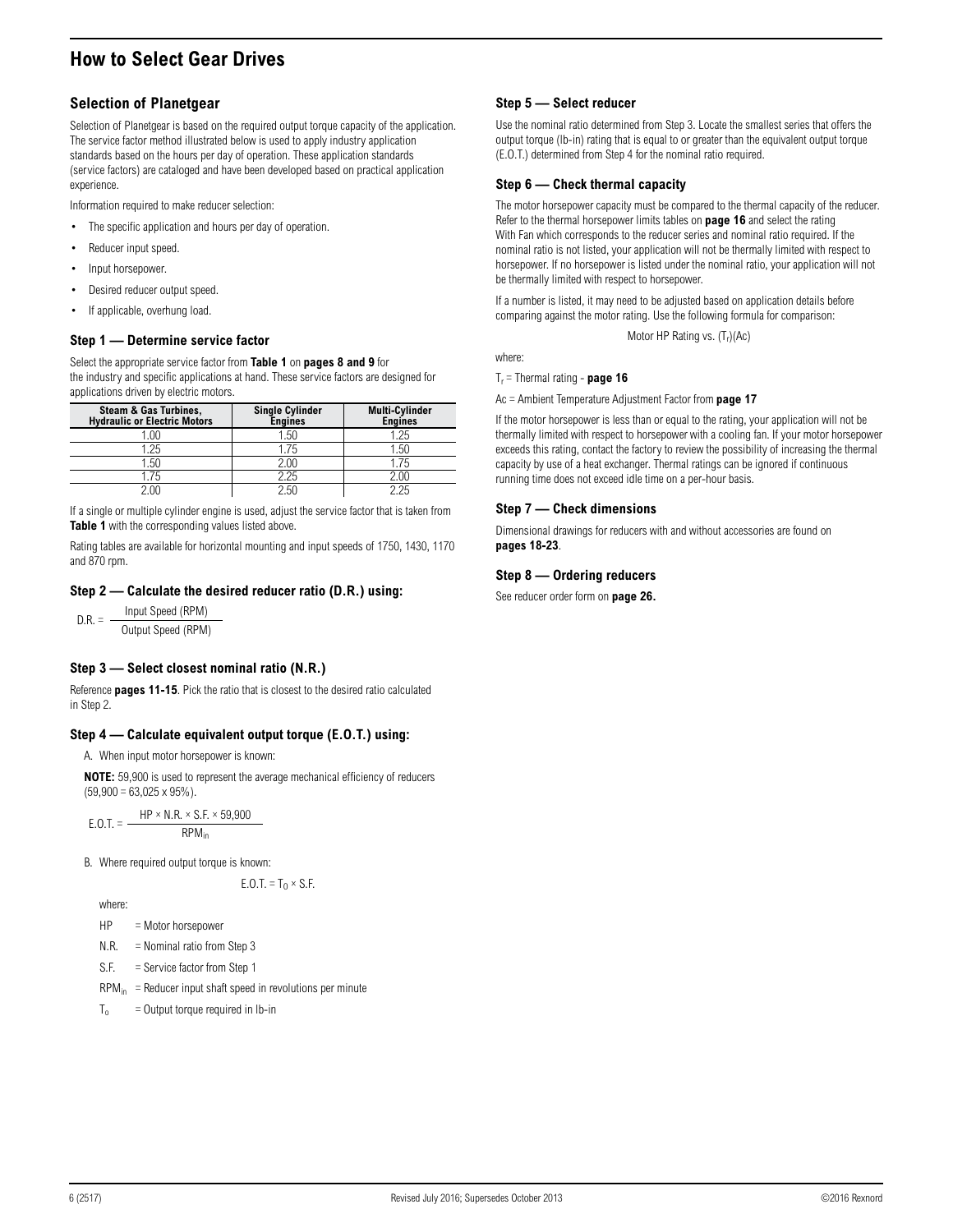# How to Select Gear Drives

## Selection of Planetgear

Selection of Planetgear is based on the required output torque capacity of the application. The service factor method illustrated below is used to apply industry application standards based on the hours per day of operation. These application standards (service factors) are cataloged and have been developed based on practical application experience.

Information required to make reducer selection:

- The specific application and hours per day of operation.
- Reducer input speed.
- Input horsepower.
- Desired reducer output speed.
- If applicable, overhung load.

### Step 1 — Determine service factor

Select the appropriate service factor from **Table 1** on **pages 8 and 9** for the industry and specific applications at hand. These service factors are designed for applications driven by electric motors.

| Steam & Gas Turbines, Hydraulic or Electric Motors | Single Cylinder Engines | Multi-Cylinder Engines |
|---|---|---|
| 1.00 | 1.50 | 1.25 |
| 1.25 | 1.75 | 1.50 |
| 1.50 | 2.00 | 1.75 |
| 1.75 | 2.25 | 2.00 |
| 2.00 | 2.50 | 2.25 |

If a single or multiple cylinder engine is used, adjust the service factor that is taken from **Table 1** with the corresponding values listed above.

Rating tables are available for horizontal mounting and input speeds of 1750, 1430, 1170 and 870 rpm.

### Step 2 — Calculate the desired reducer ratio (D.R.) using:

$$D.R. = \frac{\text{Input Speed (RPM)}}{\text{Output Speed (RPM)}}$$

### Step 3 — Select closest nominal ratio (N.R.)

Reference **pages 11-15**. Pick the ratio that is closest to the desired ratio calculated in Step 2.

### Step 4 — Calculate equivalent output torque (E.O.T.) using:

A. When input motor horsepower is known:

**NOTE:** 59,900 is used to represent the average mechanical efficiency of reducers (59,900 = 63,025 x 95%).

$$E.O.T. = \frac{HP \times N.R. \times S.F. \times 59{,}900}{RPM_{in}}$$

B. Where required output torque is known:

$$E.O.T. = T_0 \times S.F.$$

where:

HP = Motor horsepower

N.R. = Nominal ratio from Step 3

S.F. = Service factor from Step 1

$RPM_{in}$ = Reducer input shaft speed in revolutions per minute

$T_o$ = Output torque required in lb-in

### Step 5 — Select reducer

Use the nominal ratio determined from Step 3. Locate the smallest series that offers the output torque (lb-in) rating that is equal to or greater than the equivalent output torque (E.O.T.) determined from Step 4 for the nominal ratio required.

### Step 6 — Check thermal capacity

The motor horsepower capacity must be compared to the thermal capacity of the reducer. Refer to the thermal horsepower limits tables on **page 16** and select the rating With Fan which corresponds to the reducer series and nominal ratio required. If the nominal ratio is not listed, your application will not be thermally limited with respect to horsepower. If no horsepower is listed under the nominal ratio, your application will not be thermally limited with respect to horsepower.

If a number is listed, it may need to be adjusted based on application details before comparing against the motor rating. Use the following formula for comparison:

$$\text{Motor HP Rating vs. } (T_r)(Ac)$$

where:

$T_r$ = Thermal rating - **page 16**

Ac = Ambient Temperature Adjustment Factor from **page 17**

If the motor horsepower is less than or equal to the rating, your application will not be thermally limited with respect to horsepower with a cooling fan. If your motor horsepower exceeds this rating, contact the factory to review the possibility of increasing the thermal capacity by use of a heat exchanger. Thermal ratings can be ignored if continuous running time does not exceed idle time on a per-hour basis.

### Step 7 — Check dimensions

Dimensional drawings for reducers with and without accessories are found on **pages 18-23**.

### Step 8 — Ordering reducers

See reducer order form on **page 26.**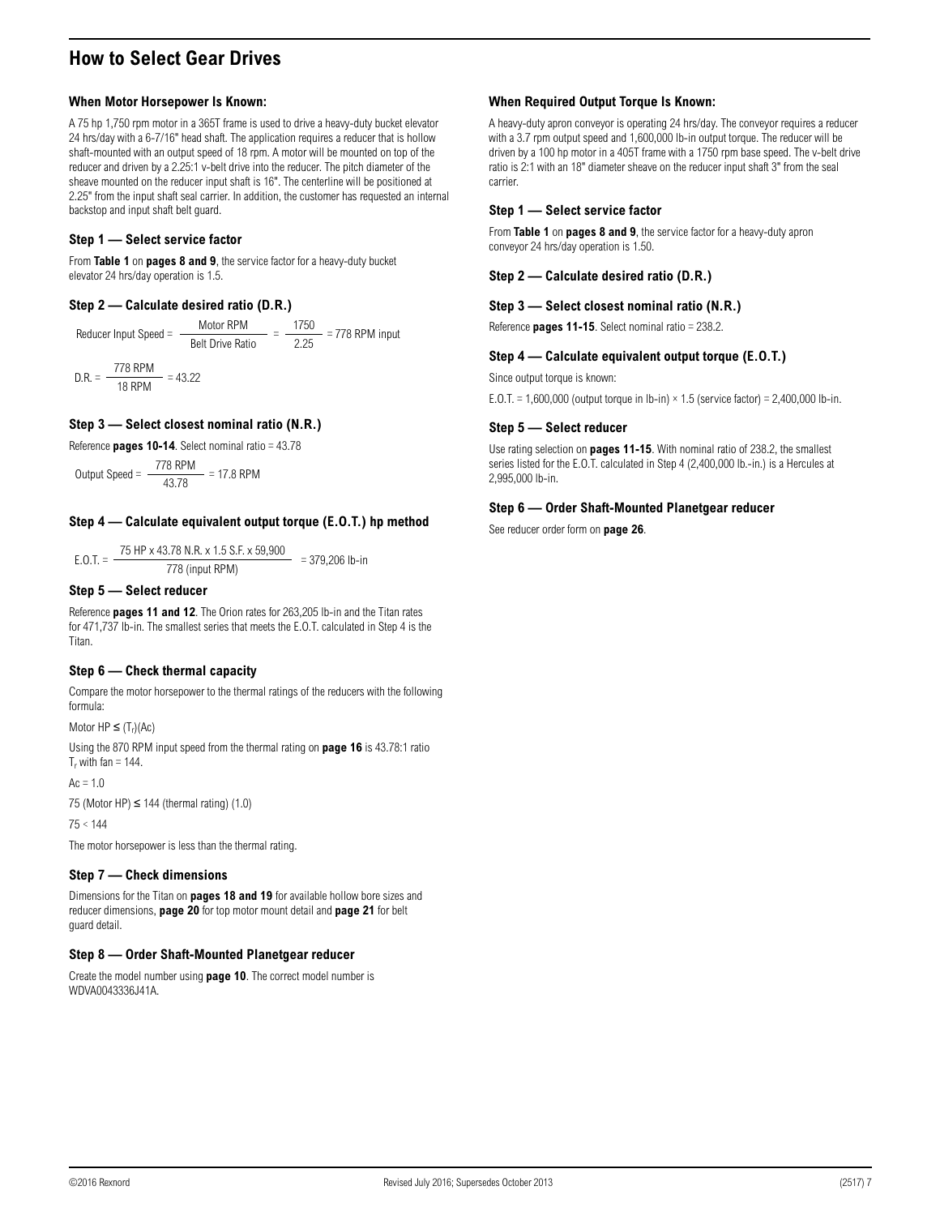# How to Select Gear Drives

### When Motor Horsepower Is Known:

A 75 hp 1,750 rpm motor in a 365T frame is used to drive a heavy-duty bucket elevator 24 hrs/day with a 6-7/16" head shaft. The application requires a reducer that is hollow shaft-mounted with an output speed of 18 rpm. A motor will be mounted on top of the reducer and driven by a 2.25:1 v-belt drive into the reducer. The pitch diameter of the sheave mounted on the reducer input shaft is 16". The centerline will be positioned at 2.25" from the input shaft seal carrier. In addition, the customer has requested an internal backstop and input shaft belt guard.

### Step 1 — Select service factor

From **Table 1** on **pages 8 and 9**, the service factor for a heavy-duty bucket elevator 24 hrs/day operation is 1.5.

### Step 2 — Calculate desired ratio (D.R.)

$$\text{Reducer Input Speed} = \frac{\text{Motor RPM}}{\text{Belt Drive Ratio}} = \frac{1750}{2.25} = 778 \text{ RPM input}$$

$$\text{D.R.} = \frac{778 \text{ RPM}}{18 \text{ RPM}} = 43.22$$

### Step 3 — Select closest nominal ratio (N.R.)

Reference **pages 10-14**. Select nominal ratio = 43.78

$$\text{Output Speed} = \frac{778 \text{ RPM}}{43.78} = 17.8 \text{ RPM}$$

### Step 4 — Calculate equivalent output torque (E.O.T.) hp method

$$\text{E.O.T.} = \frac{75 \text{ HP} \times 43.78 \text{ N.R.} \times 1.5 \text{ S.F.} \times 59{,}900}{778 \text{ (input RPM)}} = 379{,}206 \text{ lb-in}$$

### Step 5 — Select reducer

Reference **pages 11 and 12**. The Orion rates for 263,205 lb-in and the Titan rates for 471,737 lb-in. The smallest series that meets the E.O.T. calculated in Step 4 is the Titan.

### Step 6 — Check thermal capacity

Compare the motor horsepower to the thermal ratings of the reducers with the following formula:

Motor HP ≤ $(T_r)(Ac)$

Using the 870 RPM input speed from the thermal rating on **page 16** is 43.78:1 ratio $T_r$ with fan = 144.

$Ac = 1.0$

75 (Motor HP) ≤ 144 (thermal rating) (1.0)

75 < 144

The motor horsepower is less than the thermal rating.

### Step 7 — Check dimensions

Dimensions for the Titan on **pages 18 and 19** for available hollow bore sizes and reducer dimensions, **page 20** for top motor mount detail and **page 21** for belt guard detail.

### Step 8 — Order Shaft-Mounted Planetgear reducer

Create the model number using **page 10**. The correct model number is WDVA0043336J41A.

### When Required Output Torque Is Known:

A heavy-duty apron conveyor is operating 24 hrs/day. The conveyor requires a reducer with a 3.7 rpm output speed and 1,600,000 lb-in output torque. The reducer will be driven by a 100 hp motor in a 405T frame with a 1750 rpm base speed. The v-belt drive ratio is 2:1 with an 18" diameter sheave on the reducer input shaft 3" from the seal carrier.

### Step 1 — Select service factor

From **Table 1** on **pages 8 and 9**, the service factor for a heavy-duty apron conveyor 24 hrs/day operation is 1.50.

### Step 2 — Calculate desired ratio (D.R.)

### Step 3 — Select closest nominal ratio (N.R.)

Reference **pages 11-15**. Select nominal ratio = 238.2.

### Step 4 — Calculate equivalent output torque (E.O.T.)

Since output torque is known:

E.O.T. = 1,600,000 (output torque in lb-in) × 1.5 (service factor) = 2,400,000 lb-in.

### Step 5 — Select reducer

Use rating selection on **pages 11-15**. With nominal ratio of 238.2, the smallest series listed for the E.O.T. calculated in Step 4 (2,400,000 lb.-in.) is a Hercules at 2,995,000 lb-in.

### Step 6 — Order Shaft-Mounted Planetgear reducer

See reducer order form on **page 26**.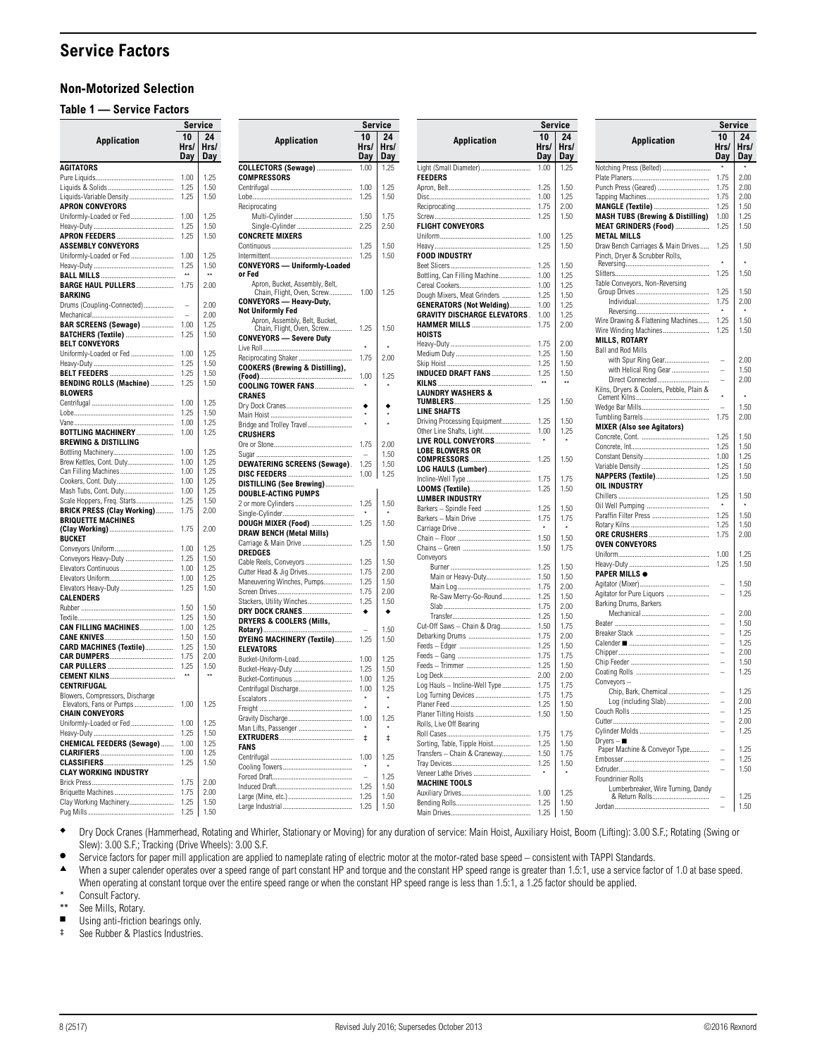# Service Factors

## Non-Motorized Selection

### Table 1 — Service Factors

| Application | Service 10 Hrs/ Day | Service 24 Hrs/ Day |
|---|---|---|
| **AGITATORS** | | |
| Pure Liquids | 1.00 | 1.25 |
| Liquids & Solids | 1.25 | 1.50 |
| Liquids-Variable Density | 1.25 | 1.50 |
| **APRON CONVEYORS** | | |
| Uniformly-Loaded or Fed | 1.00 | 1.25 |
| Heavy-Duty | 1.25 | 1.50 |
| **APRON FEEDERS** | 1.25 | 1.50 |
| **ASSEMBLY CONVEYORS** | | |
| Uniformly-Loaded or Fed | 1.00 | 1.25 |
| Heavy-Duty | 1.25 | 1.50 |
| **BALL MILLS** | ** | ** |
| **BARGE HAUL PULLERS** | 1.75 | 2.00 |
| **BARKING** | | |
| Drums (Coupling-Connected) | – | 2.00 |
| Mechanical | – | 2.00 |
| **BAR SCREENS (Sewage)** | 1.00 | 1.25 |
| **BATCHERS (Textile)** | 1.25 | 1.50 |
| **BELT CONVEYORS** | | |
| Uniformly-Loaded or Fed | 1.00 | 1.25 |
| Heavy-Duty | 1.25 | 1.50 |
| **BELT FEEDERS** | 1.25 | 1.50 |
| **BENDING ROLLS (Machine)** | 1.25 | 1.50 |
| **BLOWERS** | | |
| Centrifugal | 1.00 | 1.25 |
| Lobe | 1.25 | 1.50 |
| Vane | 1.00 | 1.25 |
| **BOTTLING MACHINERY** | 1.00 | 1.25 |
| **BREWING & DISTILLING** | | |
| Bottling Machinery | 1.00 | 1.25 |
| Brew Kettles, Cont. Duty | 1.00 | 1.25 |
| Can Filling Machines | 1.00 | 1.25 |
| Cookers, Cont. Duty | 1.00 | 1.25 |
| Mash Tubs, Cont. Duty | 1.00 | 1.25 |
| Scale Hoppers, Freq. Starts | 1.25 | 1.50 |
| **BRICK PRESS (Clay Working)** | 1.75 | 2.00 |
| **BRIQUETTE MACHINES (Clay Working)** | 1.75 | 2.00 |
| **BUCKET** | | |
| Conveyors Uniform | 1.00 | 1.25 |
| Conveyors Heavy-Duty | 1.25 | 1.50 |
| Elevators Continuous | 1.00 | 1.25 |
| Elevators Uniform | 1.00 | 1.25 |
| Elevators Heavy-Duty | 1.25 | 1.50 |
| **CALENDERS** | | |
| Rubber | 1.50 | 1.50 |
| Textile | 1.25 | 1.50 |
| **CAN FILLING MACHINES** | 1.00 | 1.25 |
| **CANE KNIVES** | 1.50 | 1.50 |
| **CARD MACHINES (Textile)** | 1.25 | 1.50 |
| **CAR DUMPERS** | 1.75 | 2.00 |
| **CAR PULLERS** | 1.25 | 1.50 |
| **CEMENT KILNS** | ** | ** |
| **CENTRIFUGAL** | | |
| Blowers, Compressors, Discharge Elevators, Fans or Pumps | 1.00 | 1.25 |
| **CHAIN CONVEYORS** | | |
| Uniformly-Loaded or Fed | 1.00 | 1.25 |
| Heavy-Duty | 1.25 | 1.50 |
| **CHEMICAL FEEDERS (Sewage)** | 1.00 | 1.25 |
| **CLARIFIERS** | 1.00 | 1.25 |
| **CLASSIFIERS** | 1.25 | 1.50 |
| **CLAY WORKING INDUSTRY** | | |
| Brick Press | 1.75 | 2.00 |
| Briquette Machines | 1.75 | 2.00 |
| Clay Working Machinery | 1.25 | 1.50 |
| Pug Mills | 1.25 | 1.50 |
| **COLLECTORS (Sewage)** | 1.00 | 1.25 |
| **COMPRESSORS** | | |
| Centrifugal | 1.00 | 1.25 |
| Lobe | 1.25 | 1.50 |
| Reciprocating | | |
| Multi-Cylinder | 1.50 | 1.75 |
| Single-Cylinder | 2.25 | 2.50 |
| **CONCRETE MIXERS** | | |
| Continuous | 1.25 | 1.50 |
| Intermittent | 1.25 | 1.50 |
| **CONVEYORS — Uniformly-Loaded or Fed** | | |
| Apron, Bucket, Assembly, Belt, Chain, Flight, Oven, Screw | 1.00 | 1.25 |
| **CONVEYORS — Heavy-Duty, Not Uniformly Fed** | | |
| Apron, Assembly, Belt, Bucket, Chain, Flight, Oven, Screw | 1.25 | 1.50 |
| **CONVEYORS — Severe Duty** | | |
| Live Roll | * | * |
| Reciprocating Shaker | 1.75 | 2.00 |
| **COOKERS (Brewing & Distilling), (Food)** | 1.00 | 1.25 |
| **COOLING TOWER FANS** | * | * |
| **CRANES** | | |
| Dry Dock Cranes | ◆ | ◆ |
| Main Hoist | * | * |
| Bridge and Trolley Travel | * | * |
| **CRUSHERS** | | |
| Ore or Stone | 1.75 | 2.00 |
| Sugar | – | 1.50 |
| **DEWATERING SCREENS (Sewage)** | 1.25 | 1.50 |
| **DISC FEEDERS** | 1.00 | 1.25 |
| **DISTILLING (See Brewing)** | | |
| **DOUBLE-ACTING PUMPS** | | |
| 2 or more Cylinders | 1.25 | 1.50 |
| Single-Cylinder | * | * |
| **DOUGH MIXER (Food)** | 1.25 | 1.50 |
| **DRAW BENCH (Metal Mills)** | | |
| Carriage & Main Drive | 1.25 | 1.50 |
| **DREDGES** | | |
| Cable Reels, Conveyors | 1.25 | 1.50 |
| Cutter Head & Jig Drives | 1.75 | 2.00 |
| Maneuvering Winches, Pumps | 1.25 | 1.50 |
| Screen Drives | 1.75 | 2.00 |
| Stackers, Utility Winches | 1.25 | 1.50 |
| **DRY DOCK CRANES** | ◆ | ◆ |
| **DRYERS & COOLERS (Mills, Rotary)** | – | 1.50 |
| **DYEING MACHINERY (Textile)** | 1.25 | 1.50 |
| **ELEVATORS** | | |
| Bucket-Uniform-Load | 1.00 | 1.25 |
| Bucket-Heavy-Duty | 1.25 | 1.50 |
| Bucket-Continuous | 1.00 | 1.25 |
| Centrifugal Discharge | 1.00 | 1.25 |
| Escalators | * | * |
| Freight | * | * |
| Gravity Discharge | 1.00 | 1.25 |
| Man Lifts, Passenger | * | * |
| **EXTRUDERS** | ‡ | ‡ |
| **FANS** | | |
| Centrifugal | 1.00 | 1.25 |
| Cooling Towers | * | * |
| Forced Draft | – | 1.25 |
| Induced Draft | 1.25 | 1.50 |
| Large (Mine, etc.) | 1.25 | 1.50 |
| Large Industrial | 1.25 | 1.50 |
| Light (Small Diameter) | 1.00 | 1.25 |
| **FEEDERS** | | |
| Apron, Belt | 1.25 | 1.50 |
| Disc | 1.00 | 1.25 |
| Reciprocating | 1.75 | 2.00 |
| Screw | 1.25 | 1.50 |
| **FLIGHT CONVEYORS** | | |
| Uniform | 1.00 | 1.25 |
| Heavy | 1.25 | 1.50 |
| **FOOD INDUSTRY** | | |
| Beet Slicers | 1.25 | 1.50 |
| Bottling, Can Filling Machine | 1.00 | 1.25 |
| Cereal Cookers | 1.00 | 1.25 |
| Dough Mixers, Meat Grinders | 1.25 | 1.50 |
| **GENERATORS (Not Welding)** | 1.00 | 1.25 |
| **GRAVITY DISCHARGE ELEVATORS** | 1.00 | 1.25 |
| **HAMMER MILLS** | 1.75 | 2.00 |
| **HOISTS** | | |
| Heavy-Duty | 1.75 | 2.00 |
| Medium Duty | 1.25 | 1.50 |
| Skip Hoist | 1.25 | 1.50 |
| **INDUCED DRAFT FANS** | 1.25 | 1.50 |
| **KILNS** | ** | ** |
| **LAUNDRY WASHERS & TUMBLERS** | 1.25 | 1.50 |
| **LINE SHAFTS** | | |
| Driving Processing Equipment | 1.25 | 1.50 |
| Other Line Shafts, Light | 1.00 | 1.25 |
| **LIVE ROLL CONVEYORS** | * | * |
| **LOBE BLOWERS OR COMPRESSORS** | 1.25 | 1.50 |
| **LOG HAULS (Lumber)** | | |
| Incline-Well Type | 1.75 | 1.75 |
| **LOOMS (Textile)** | 1.25 | 1.50 |
| **LUMBER INDUSTRY** | | |
| Barkers – Spindle Feed | 1.25 | 1.50 |
| Barkers – Main Drive | 1.75 | 1.75 |
| Carriage Drive | * | * |
| Chain – Floor | 1.50 | 1.50 |
| Chains – Green | 1.50 | 1.75 |
| Conveyors | | |
| Burner | 1.25 | 1.50 |
| Main or Heavy-Duty | 1.50 | 1.50 |
| Main Log | 1.75 | 2.00 |
| Re-Saw Merry-Go-Round | 1.25 | 1.50 |
| Slab | 1.75 | 2.00 |
| Transfer | 1.25 | 1.50 |
| Cut-Off Saws – Chain & Drag | 1.50 | 1.75 |
| Debarking Drums | 1.75 | 2.00 |
| Feeds – Edger | 1.25 | 1.50 |
| Feeds – Gang | 1.75 | 1.75 |
| Feeds – Trimmer | 1.25 | 1.50 |
| Log Deck | 2.00 | 2.00 |
| Log Hauls – Incline-Well Type | 1.75 | 1.75 |
| Log Turning Devices | 1.75 | 1.75 |
| Planer Feed | 1.25 | 1.50 |
| Planer Tilting Hoists | 1.50 | 1.50 |
| Rolls, Live Off Bearing | | |
| Roll Cases | 1.75 | 1.75 |
| Sorting, Table, Tipple Hoist | 1.25 | 1.50 |
| Transfers – Chain & Craneway | 1.50 | 1.75 |
| Tray Devices | 1.25 | 1.50 |
| Veneer Lathe Drives | * | * |
| **MACHINE TOOLS** | | |
| Auxiliary Drives | 1.00 | 1.25 |
| Bending Rolls | 1.25 | 1.50 |
| Main Drives | 1.25 | 1.50 |
| Notching Press (Belted) | * | * |
| Plate Planers | 1.75 | 2.00 |
| Punch Press (Geared) | 1.75 | 2.00 |
| Tapping Machines | 1.75 | 2.00 |
| **MANGLE (Textile)** | 1.25 | 1.50 |
| **MASH TUBS (Brewing & Distilling)** | 1.00 | 1.25 |
| **MEAT GRINDERS (Food)** | 1.25 | 1.50 |
| **METAL MILLS** | | |
| Draw Bench Carriages & Main Drives | 1.25 | 1.50 |
| Pinch, Dryer & Scrubber Rolls, Reversing | * | * |
| Slitters | 1.25 | 1.50 |
| Table Conveyors, Non-Reversing | | |
| Group Drives | 1.25 | 1.50 |
| Individual | 1.75 | 2.00 |
| Reversing | * | * |
| Wire Drawing & Flattening Machines | 1.25 | 1.50 |
| Wire Winding Machines | 1.25 | 1.50 |
| **MILLS, ROTARY** | | |
| Ball and Rod Mills | | |
| with Spur Ring Gear | – | 2.00 |
| with Helical Ring Gear | – | 1.50 |
| Direct Connected | – | 2.00 |
| Kilns, Dryers & Coolers, Pebble, Plain & Cement Kilns | * | * |
| Wedge Bar Mills | – | 1.50 |
| Tumbling Barrels | 1.75 | 2.00 |
| **MIXER (Also see Agitators)** | | |
| Concrete, Cont. | 1.25 | 1.50 |
| Concrete, Int. | 1.25 | 1.50 |
| Constant Density | 1.00 | 1.25 |
| Variable Density | 1.25 | 1.50 |
| **NAPPERS (Textile)** | 1.25 | 1.50 |
| **OIL INDUSTRY** | | |
| Chillers | 1.25 | 1.50 |
| Oil Well Pumping | * | * |
| Paraffin Filter Press | 1.25 | 1.50 |
| Rotary Kilns | 1.25 | 1.50 |
| **ORE CRUSHERS** | 1.75 | 2.00 |
| **OVEN CONVEYORS** | | |
| Uniform | 1.00 | 1.25 |
| Heavy-Duty | 1.25 | 1.50 |
| **PAPER MILLS ●** | | |
| Agitator (Mixer) | – | 1.50 |
| Agitator for Pure Liquors | – | 1.25 |
| Barking Drums, Barkers | | |
| Mechanical | – | 2.00 |
| Beater | – | 1.50 |
| Breaker Stack | – | 1.25 |
| Calender ■ | – | 1.25 |
| Chipper | – | 2.00 |
| Chip Feeder | – | 1.50 |
| Coating Rolls | – | 1.25 |
| Conveyors – | | |
| Chip, Bark, Chemical | – | 1.25 |
| Log (including Slab) | – | 2.00 |
| Couch Rolls | – | 1.25 |
| Cutter | – | 2.00 |
| Cylinder Molds | – | 1.25 |
| Dryers – ■ | | |
| Paper Machine & Conveyor Type | – | 1.25 |
| Embosser | – | 1.25 |
| Extruder | – | 1.50 |
| Foundrinier Rolls | | |
| Lumberbreaker, Wire Turning, Dandy & Return Rolls | – | 1.25 |
| Jordan | – | 1.50 |

◆ Dry Dock Cranes (Hammerhead, Rotating and Whirler, Stationary or Moving) for any duration of service: Main Hoist, Auxiliary Hoist, Boom (Lifting): 3.00 S.F.; Rotating (Swing or Slew): 3.00 S.F.; Tracking (Drive Wheels): 3.00 S.F.

● Service factors for paper mill application are applied to nameplate rating of electric motor at the motor-rated base speed – consistent with TAPPI Standards.

▲ When a super calender operates over a speed range of part constant HP and torque and the constant HP speed range is greater than 1.5:1, use a service factor of 1.0 at base speed. When operating at constant torque over the entire speed range or when the constant HP speed range is less than 1.5:1, a 1.25 factor should be applied.

\* Consult Factory.

** See Mills, Rotary.

■ Using anti-friction bearings only.

‡ See Rubber & Plastics Industries.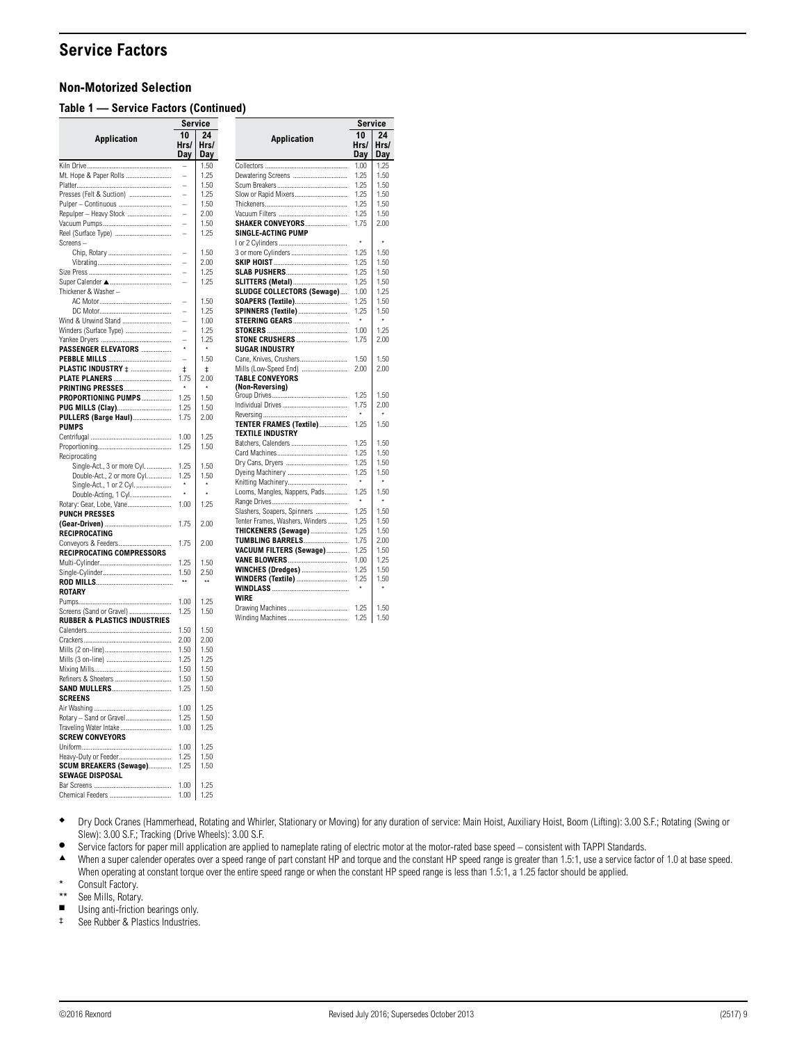# Service Factors

## Non-Motorized Selection

### Table 1 — Service Factors (Continued)

| Application | Service 10 Hrs/ Day | Service 24 Hrs/ Day |
|---|---|---|
| Kiln Drive | – | 1.50 |
| Mt. Hope & Paper Rolls | – | 1.25 |
| Platter | – | 1.50 |
| Presses (Felt & Suction) | – | 1.25 |
| Pulper – Continuous | – | 1.50 |
| Repulper – Heavy Stock | – | 2.00 |
| Vacuum Pumps | – | 1.50 |
| Reel (Surface Type) | – | 1.25 |
| Screens – | | |
| Chip, Rotary | – | 1.50 |
| Vibrating | – | 2.00 |
| Size Press | – | 1.25 |
| Super Calender ▲ | – | 1.25 |
| Thickener & Washer – | | |
| AC Motor | – | 1.50 |
| DC Motor | – | 1.25 |
| Wind & Unwind Stand | – | 1.00 |
| Winders (Surface Type) | – | 1.25 |
| Yankee Dryers | – | 1.25 |
| **PASSENGER ELEVATORS** | * | * |
| **PEBBLE MILLS** | – | 1.50 |
| **PLASTIC INDUSTRY** ‡ | ‡ | ‡ |
| **PLATE PLANERS** | 1.75 | 2.00 |
| **PRINTING PRESSES** | * | * |
| **PROPORTIONING PUMPS** | 1.25 | 1.50 |
| **PUG MILLS (Clay)** | 1.25 | 1.50 |
| **PULLERS (Barge Haul)** | 1.75 | 2.00 |
| **PUMPS** | | |
| Centrifugal | 1.00 | 1.25 |
| Proportioning | 1.25 | 1.50 |
| Reciprocating | | |
| Single-Act., 3 or more Cyl. | 1.25 | 1.50 |
| Double-Act., 2 or more Cyl. | 1.25 | 1.50 |
| Single-Act., 1 or 2 Cyl. | * | * |
| Double-Acting, 1 Cyl. | * | * |
| Rotary: Gear, Lobe, Vane | 1.00 | 1.25 |
| **PUNCH PRESSES (Gear-Driven)** | 1.75 | 2.00 |
| **RECIPROCATING** | | |
| Conveyors & Feeders | 1.75 | 2.00 |
| **RECIPROCATING COMPRESSORS** | | |
| Multi-Cylinder | 1.25 | 1.50 |
| Single-Cylinder | 1.50 | 2.50 |
| **ROD MILLS** | ** | ** |
| **ROTARY** | | |
| Pumps | 1.00 | 1.25 |
| Screens (Sand or Gravel) | 1.25 | 1.50 |
| **RUBBER & PLASTICS INDUSTRIES** | | |
| Calenders | 1.50 | 1.50 |
| Crackers | 2.00 | 2.00 |
| Mills (2 on-line) | 1.50 | 1.50 |
| Mills (3 on-line) | 1.25 | 1.25 |
| Mixing Mills | 1.50 | 1.50 |
| Refiners & Sheeters | 1.50 | 1.50 |
| **SAND MULLERS** | 1.25 | 1.50 |
| **SCREENS** | | |
| Air Washing | 1.00 | 1.25 |
| Rotary – Sand or Gravel | 1.25 | 1.50 |
| Traveling Water Intake | 1.00 | 1.25 |
| **SCREW CONVEYORS** | | |
| Uniform | 1.00 | 1.25 |
| Heavy-Duty or Feeder | 1.25 | 1.50 |
| **SCUM BREAKERS (Sewage)** | 1.25 | 1.50 |
| **SEWAGE DISPOSAL** | | |
| Bar Screens | 1.00 | 1.25 |
| Chemical Feeders | 1.00 | 1.25 |
| Collectors | 1.00 | 1.25 |
| Dewatering Screens | 1.25 | 1.50 |
| Scum Breakers | 1.25 | 1.50 |
| Slow or Rapid Mixers | 1.25 | 1.50 |
| Thickeners | 1.25 | 1.50 |
| Vacuum Filters | 1.25 | 1.50 |
| **SHAKER CONVEYORS** | 1.75 | 2.00 |
| **SINGLE-ACTING PUMP** | | |
| I or 2 Cylinders | * | * |
| 3 or more Cylinders | 1.25 | 1.50 |
| **SKIP HOIST** | 1.25 | 1.50 |
| **SLAB PUSHERS** | 1.25 | 1.50 |
| **SLITTERS (Metal)** | 1.25 | 1.50 |
| **SLUDGE COLLECTORS (Sewage)** | 1.00 | 1.25 |
| **SOAPERS (Textile)** | 1.25 | 1.50 |
| **SPINNERS (Textile)** | 1.25 | 1.50 |
| **STEERING GEARS** | * | * |
| **STOKERS** | 1.00 | 1.25 |
| **STONE CRUSHERS** | 1.75 | 2.00 |
| **SUGAR INDUSTRY** | | |
| Cane, Knives, Crushers | 1.50 | 1.50 |
| Mills (Low-Speed End) | 2.00 | 2.00 |
| **TABLE CONVEYORS (Non-Reversing)** | | |
| Group Drives | 1.25 | 1.50 |
| Individual Drives | 1.75 | 2.00 |
| Reversing | * | * |
| **TENTER FRAMES (Textile)** | 1.25 | 1.50 |
| **TEXTILE INDUSTRY** | | |
| Batchers, Calenders | 1.25 | 1.50 |
| Card Machines | 1.25 | 1.50 |
| Dry Cans, Dryers | 1.25 | 1.50 |
| Dyeing Machinery | 1.25 | 1.50 |
| Knitting Machinery | * | * |
| Looms, Mangles, Nappers, Pads | 1.25 | 1.50 |
| Range Drives | * | * |
| Slashers, Soapers, Spinners | 1.25 | 1.50 |
| Tenter Frames, Washers, Winders | 1.25 | 1.50 |
| **THICKENERS (Sewage)** | 1.25 | 1.50 |
| **TUMBLING BARRELS** | 1.75 | 2.00 |
| **VACUUM FILTERS (Sewage)** | 1.25 | 1.50 |
| **VANE BLOWERS** | 1.00 | 1.25 |
| **WINCHES (Dredges)** | 1.25 | 1.50 |
| **WINDERS (Textile)** | 1.25 | 1.50 |
| **WINDLASS** | * | * |
| **WIRE** | | |
| Drawing Machines | 1.25 | 1.50 |
| Winding Machines | 1.25 | 1.50 |

- ◆ Dry Dock Cranes (Hammerhead, Rotating and Whirler, Stationary or Moving) for any duration of service: Main Hoist, Auxiliary Hoist, Boom (Lifting): 3.00 S.F.; Rotating (Swing or Slew): 3.00 S.F.; Tracking (Drive Wheels): 3.00 S.F.
- ● Service factors for paper mill application are applied to nameplate rating of electric motor at the motor-rated base speed – consistent with TAPPI Standards.
- ▲ When a super calender operates over a speed range of part constant HP and torque and the constant HP speed range is greater than 1.5:1, use a service factor of 1.0 at base speed. When operating at constant torque over the entire speed range or when the constant HP speed range is less than 1.5:1, a 1.25 factor should be applied.
- \* Consult Factory.
- \*\* See Mills, Rotary.
- ■ Using anti-friction bearings only.
- ‡ See Rubber & Plastics Industries.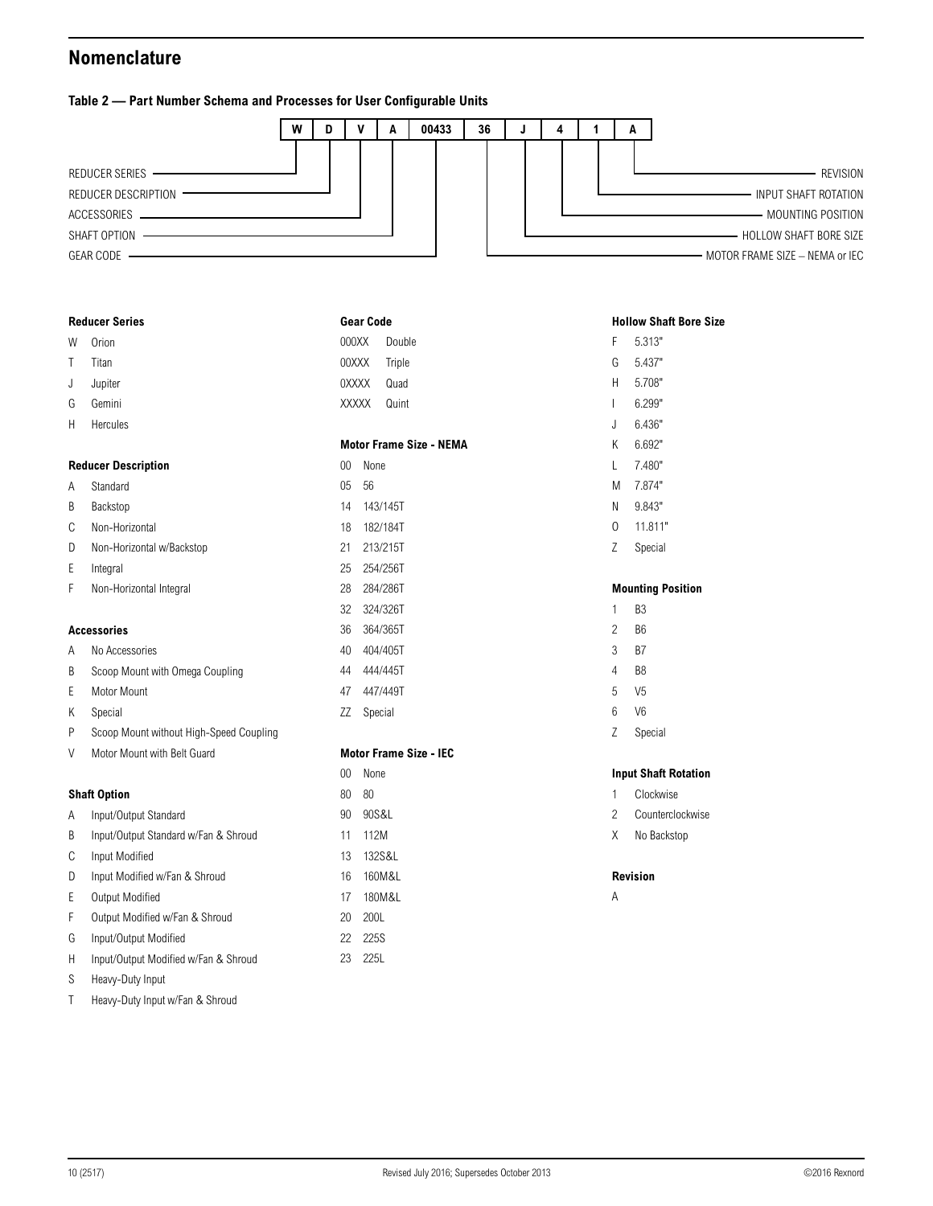## Nomenclature

**Table 2 — Part Number Schema and Processes for User Configurable Units**

| W | D | V | A | 00433 | 36 | J | 4 | 1 | A |
|---|---|---|---|---|---|---|---|---|---|
| REDUCER SERIES | REDUCER DESCRIPTION | ACCESSORIES | SHAFT OPTION | GEAR CODE | MOTOR FRAME SIZE – NEMA or IEC | HOLLOW SHAFT BORE SIZE | MOUNTING POSITION | INPUT SHAFT ROTATION | REVISION |

### Reducer Series

| Code | Description |
|---|---|
| W | Orion |
| T | Titan |
| J | Jupiter |
| G | Gemini |
| H | Hercules |

### Reducer Description

| Code | Description |
|---|---|
| A | Standard |
| B | Backstop |
| C | Non-Horizontal |
| D | Non-Horizontal w/Backstop |
| E | Integral |
| F | Non-Horizontal Integral |

### Accessories

| Code | Description |
|---|---|
| A | No Accessories |
| B | Scoop Mount with Omega Coupling |
| E | Motor Mount |
| K | Special |
| P | Scoop Mount without High-Speed Coupling |
| V | Motor Mount with Belt Guard |

### Shaft Option

| Code | Description |
|---|---|
| A | Input/Output Standard |
| B | Input/Output Standard w/Fan & Shroud |
| C | Input Modified |
| D | Input Modified w/Fan & Shroud |
| E | Output Modified |
| F | Output Modified w/Fan & Shroud |
| G | Input/Output Modified |
| H | Input/Output Modified w/Fan & Shroud |
| S | Heavy-Duty Input |
| T | Heavy-Duty Input w/Fan & Shroud |

### Gear Code

| Code | Description |
|---|---|
| 000XX | Double |
| 00XXX | Triple |
| 0XXXX | Quad |
| XXXXX | Quint |

### Motor Frame Size - NEMA

| Code | Description |
|---|---|
| 00 | None |
| 05 | 56 |
| 14 | 143/145T |
| 18 | 182/184T |
| 21 | 213/215T |
| 25 | 254/256T |
| 28 | 284/286T |
| 32 | 324/326T |
| 36 | 364/365T |
| 40 | 404/405T |
| 44 | 444/445T |
| 47 | 447/449T |
| ZZ | Special |

### Motor Frame Size - IEC

| Code | Description |
|---|---|
| 00 | None |
| 80 | 80 |
| 90 | 90S&L |
| 11 | 112M |
| 13 | 132S&L |
| 16 | 160M&L |
| 17 | 180M&L |
| 20 | 200L |
| 22 | 225S |
| 23 | 225L |

### Hollow Shaft Bore Size

| Code | Description |
|---|---|
| F | 5.313" |
| G | 5.437" |
| H | 5.708" |
| I | 6.299" |
| J | 6.436" |
| K | 6.692" |
| L | 7.480" |
| M | 7.874" |
| N | 9.843" |
| O | 11.811" |
| Z | Special |

### Mounting Position

| Code | Description |
|---|---|
| 1 | B3 |
| 2 | B6 |
| 3 | B7 |
| 4 | B8 |
| 5 | V5 |
| 6 | V6 |
| Z | Special |

### Input Shaft Rotation

| Code | Description |
|---|---|
| 1 | Clockwise |
| 2 | Counterclockwise |
| X | No Backstop |

### Revision

A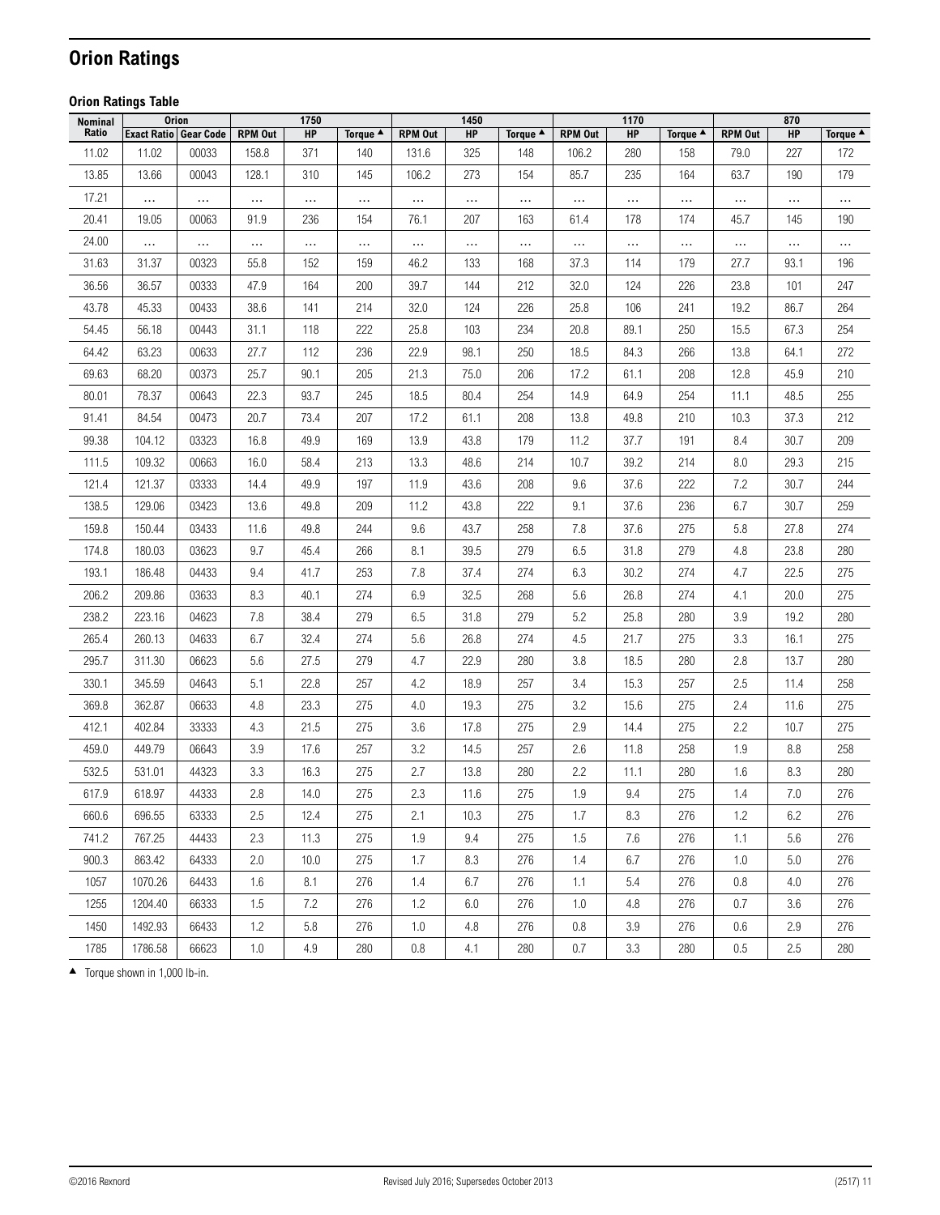# Orion Ratings

### Orion Ratings Table

| Nominal Ratio | Orion | | 1750 | | | 1450 | | | 1170 | | | 870 | | |
|---|---|---|---|---|---|---|---|---|---|---|---|---|---|---|
| | Exact Ratio | Gear Code | RPM Out | HP | Torque ▲ | RPM Out | HP | Torque ▲ | RPM Out | HP | Torque ▲ | RPM Out | HP | Torque ▲ |
| 11.02 | 11.02 | 00033 | 158.8 | 371 | 140 | 131.6 | 325 | 148 | 106.2 | 280 | 158 | 79.0 | 227 | 172 |
| 13.85 | 13.66 | 00043 | 128.1 | 310 | 145 | 106.2 | 273 | 154 | 85.7 | 235 | 164 | 63.7 | 190 | 179 |
| 17.21 | ... | ... | ... | ... | ... | ... | ... | ... | ... | ... | ... | ... | ... | ... |
| 20.41 | 19.05 | 00063 | 91.9 | 236 | 154 | 76.1 | 207 | 163 | 61.4 | 178 | 174 | 45.7 | 145 | 190 |
| 24.00 | ... | ... | ... | ... | ... | ... | ... | ... | ... | ... | ... | ... | ... | ... |
| 31.63 | 31.37 | 00323 | 55.8 | 152 | 159 | 46.2 | 133 | 168 | 37.3 | 114 | 179 | 27.7 | 93.1 | 196 |
| 36.56 | 36.57 | 00333 | 47.9 | 164 | 200 | 39.7 | 144 | 212 | 32.0 | 124 | 226 | 23.8 | 101 | 247 |
| 43.78 | 45.33 | 00433 | 38.6 | 141 | 214 | 32.0 | 124 | 226 | 25.8 | 106 | 241 | 19.2 | 86.7 | 264 |
| 54.45 | 56.18 | 00443 | 31.1 | 118 | 222 | 25.8 | 103 | 234 | 20.8 | 89.1 | 250 | 15.5 | 67.3 | 254 |
| 64.42 | 63.23 | 00633 | 27.7 | 112 | 236 | 22.9 | 98.1 | 250 | 18.5 | 84.3 | 266 | 13.8 | 64.1 | 272 |
| 69.63 | 68.20 | 00373 | 25.7 | 90.1 | 205 | 21.3 | 75.0 | 206 | 17.2 | 61.1 | 208 | 12.8 | 45.9 | 210 |
| 80.01 | 78.37 | 00643 | 22.3 | 93.7 | 245 | 18.5 | 80.4 | 254 | 14.9 | 64.9 | 254 | 11.1 | 48.5 | 255 |
| 91.41 | 84.54 | 00473 | 20.7 | 73.4 | 207 | 17.2 | 61.1 | 208 | 13.8 | 49.8 | 210 | 10.3 | 37.3 | 212 |
| 99.38 | 104.12 | 03323 | 16.8 | 49.9 | 169 | 13.9 | 43.8 | 179 | 11.2 | 37.7 | 191 | 8.4 | 30.7 | 209 |
| 111.5 | 109.32 | 00663 | 16.0 | 58.4 | 213 | 13.3 | 48.6 | 214 | 10.7 | 39.2 | 214 | 8.0 | 29.3 | 215 |
| 121.4 | 121.37 | 03333 | 14.4 | 49.9 | 197 | 11.9 | 43.6 | 208 | 9.6 | 37.6 | 222 | 7.2 | 30.7 | 244 |
| 138.5 | 129.06 | 03423 | 13.6 | 49.8 | 209 | 11.2 | 43.8 | 222 | 9.1 | 37.6 | 236 | 6.7 | 30.7 | 259 |
| 159.8 | 150.44 | 03433 | 11.6 | 49.8 | 244 | 9.6 | 43.7 | 258 | 7.8 | 37.6 | 275 | 5.8 | 27.8 | 274 |
| 174.8 | 180.03 | 03623 | 9.7 | 45.4 | 266 | 8.1 | 39.5 | 279 | 6.5 | 31.8 | 279 | 4.8 | 23.8 | 280 |
| 193.1 | 186.48 | 04433 | 9.4 | 41.7 | 253 | 7.8 | 37.4 | 274 | 6.3 | 30.2 | 274 | 4.7 | 22.5 | 275 |
| 206.2 | 209.86 | 03633 | 8.3 | 40.1 | 274 | 6.9 | 32.5 | 268 | 5.6 | 26.8 | 274 | 4.1 | 20.0 | 275 |
| 238.2 | 223.16 | 04623 | 7.8 | 38.4 | 279 | 6.5 | 31.8 | 279 | 5.2 | 25.8 | 280 | 3.9 | 19.2 | 280 |
| 265.4 | 260.13 | 04633 | 6.7 | 32.4 | 274 | 5.6 | 26.8 | 274 | 4.5 | 21.7 | 275 | 3.3 | 16.1 | 275 |
| 295.7 | 311.30 | 06623 | 5.6 | 27.5 | 279 | 4.7 | 22.9 | 280 | 3.8 | 18.5 | 280 | 2.8 | 13.7 | 280 |
| 330.1 | 345.59 | 04643 | 5.1 | 22.8 | 257 | 4.2 | 18.9 | 257 | 3.4 | 15.3 | 257 | 2.5 | 11.4 | 258 |
| 369.8 | 362.87 | 06633 | 4.8 | 23.3 | 275 | 4.0 | 19.3 | 275 | 3.2 | 15.6 | 275 | 2.4 | 11.6 | 275 |
| 412.1 | 402.84 | 33333 | 4.3 | 21.5 | 275 | 3.6 | 17.8 | 275 | 2.9 | 14.4 | 275 | 2.2 | 10.7 | 275 |
| 459.0 | 449.79 | 06643 | 3.9 | 17.6 | 257 | 3.2 | 14.5 | 257 | 2.6 | 11.8 | 258 | 1.9 | 8.8 | 258 |
| 532.5 | 531.01 | 44323 | 3.3 | 16.3 | 275 | 2.7 | 13.8 | 280 | 2.2 | 11.1 | 280 | 1.6 | 8.3 | 280 |
| 617.9 | 618.97 | 44333 | 2.8 | 14.0 | 275 | 2.3 | 11.6 | 275 | 1.9 | 9.4 | 275 | 1.4 | 7.0 | 276 |
| 660.6 | 696.55 | 63333 | 2.5 | 12.4 | 275 | 2.1 | 10.3 | 275 | 1.7 | 8.3 | 276 | 1.2 | 6.2 | 276 |
| 741.2 | 767.25 | 44433 | 2.3 | 11.3 | 275 | 1.9 | 9.4 | 275 | 1.5 | 7.6 | 276 | 1.1 | 5.6 | 276 |
| 900.3 | 863.42 | 64333 | 2.0 | 10.0 | 275 | 1.7 | 8.3 | 276 | 1.4 | 6.7 | 276 | 1.0 | 5.0 | 276 |
| 1057 | 1070.26 | 64433 | 1.6 | 8.1 | 276 | 1.4 | 6.7 | 276 | 1.1 | 5.4 | 276 | 0.8 | 4.0 | 276 |
| 1255 | 1204.40 | 66333 | 1.5 | 7.2 | 276 | 1.2 | 6.0 | 276 | 1.0 | 4.8 | 276 | 0.7 | 3.6 | 276 |
| 1450 | 1492.93 | 66433 | 1.2 | 5.8 | 276 | 1.0 | 4.8 | 276 | 0.8 | 3.9 | 276 | 0.6 | 2.9 | 276 |
| 1785 | 1786.58 | 66623 | 1.0 | 4.9 | 280 | 0.8 | 4.1 | 280 | 0.7 | 3.3 | 280 | 0.5 | 2.5 | 280 |

▲ Torque shown in 1,000 lb-in.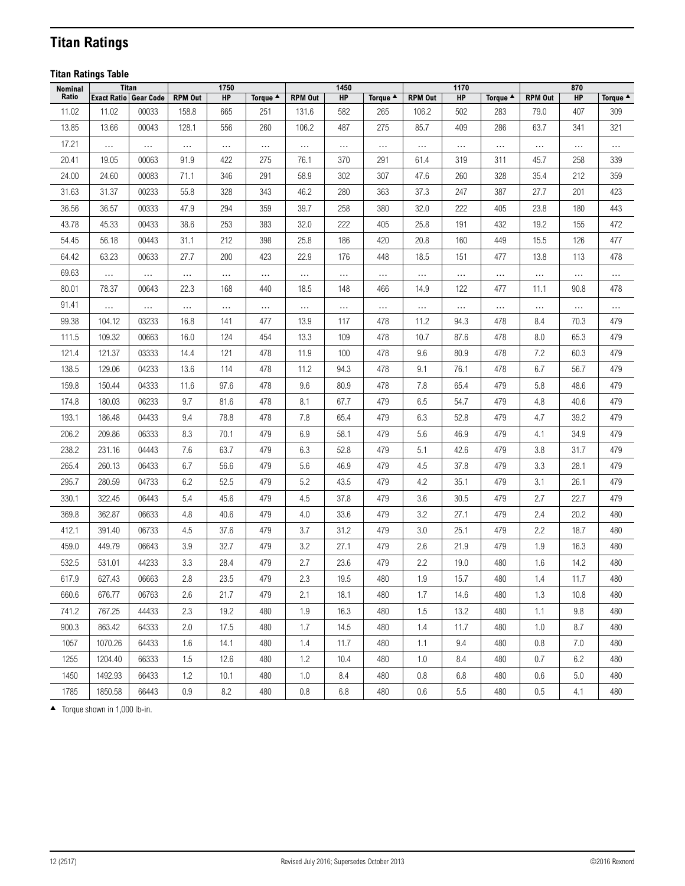# Titan Ratings

### Titan Ratings Table

| Nominal Ratio | Titan | | 1750 | | | 1450 | | | 1170 | | | 870 | | |
|---|---|---|---|---|---|---|---|---|---|---|---|---|---|---|
| | Exact Ratio | Gear Code | RPM Out | HP | Torque ▲ | RPM Out | HP | Torque ▲ | RPM Out | HP | Torque ▲ | RPM Out | HP | Torque ▲ |
| 11.02 | 11.02 | 00033 | 158.8 | 665 | 251 | 131.6 | 582 | 265 | 106.2 | 502 | 283 | 79.0 | 407 | 309 |
| 13.85 | 13.66 | 00043 | 128.1 | 556 | 260 | 106.2 | 487 | 275 | 85.7 | 409 | 286 | 63.7 | 341 | 321 |
| 17.21 | … | … | … | … | … | … | … | … | … | … | … | … | … | … |
| 20.41 | 19.05 | 00063 | 91.9 | 422 | 275 | 76.1 | 370 | 291 | 61.4 | 319 | 311 | 45.7 | 258 | 339 |
| 24.00 | 24.60 | 00083 | 71.1 | 346 | 291 | 58.9 | 302 | 307 | 47.6 | 260 | 328 | 35.4 | 212 | 359 |
| 31.63 | 31.37 | 00233 | 55.8 | 328 | 343 | 46.2 | 280 | 363 | 37.3 | 247 | 387 | 27.7 | 201 | 423 |
| 36.56 | 36.57 | 00333 | 47.9 | 294 | 359 | 39.7 | 258 | 380 | 32.0 | 222 | 405 | 23.8 | 180 | 443 |
| 43.78 | 45.33 | 00433 | 38.6 | 253 | 383 | 32.0 | 222 | 405 | 25.8 | 191 | 432 | 19.2 | 155 | 472 |
| 54.45 | 56.18 | 00443 | 31.1 | 212 | 398 | 25.8 | 186 | 420 | 20.8 | 160 | 449 | 15.5 | 126 | 477 |
| 64.42 | 63.23 | 00633 | 27.7 | 200 | 423 | 22.9 | 176 | 448 | 18.5 | 151 | 477 | 13.8 | 113 | 478 |
| 69.63 | … | … | … | … | … | … | … | … | … | … | … | … | … | … |
| 80.01 | 78.37 | 00643 | 22.3 | 168 | 440 | 18.5 | 148 | 466 | 14.9 | 122 | 477 | 11.1 | 90.8 | 478 |
| 91.41 | … | … | … | … | … | … | … | … | … | … | … | … | … | … |
| 99.38 | 104.12 | 03233 | 16.8 | 141 | 477 | 13.9 | 117 | 478 | 11.2 | 94.3 | 478 | 8.4 | 70.3 | 479 |
| 111.5 | 109.32 | 00663 | 16.0 | 124 | 454 | 13.3 | 109 | 478 | 10.7 | 87.6 | 478 | 8.0 | 65.3 | 479 |
| 121.4 | 121.37 | 03333 | 14.4 | 121 | 478 | 11.9 | 100 | 478 | 9.6 | 80.9 | 478 | 7.2 | 60.3 | 479 |
| 138.5 | 129.06 | 04233 | 13.6 | 114 | 478 | 11.2 | 94.3 | 478 | 9.1 | 76.1 | 478 | 6.7 | 56.7 | 479 |
| 159.8 | 150.44 | 04333 | 11.6 | 97.6 | 478 | 9.6 | 80.9 | 478 | 7.8 | 65.4 | 479 | 5.8 | 48.6 | 479 |
| 174.8 | 180.03 | 06233 | 9.7 | 81.6 | 478 | 8.1 | 67.7 | 479 | 6.5 | 54.7 | 479 | 4.8 | 40.6 | 479 |
| 193.1 | 186.48 | 04433 | 9.4 | 78.8 | 478 | 7.8 | 65.4 | 479 | 6.3 | 52.8 | 479 | 4.7 | 39.2 | 479 |
| 206.2 | 209.86 | 06333 | 8.3 | 70.1 | 479 | 6.9 | 58.1 | 479 | 5.6 | 46.9 | 479 | 4.1 | 34.9 | 479 |
| 238.2 | 231.16 | 04443 | 7.6 | 63.7 | 479 | 6.3 | 52.8 | 479 | 5.1 | 42.6 | 479 | 3.8 | 31.7 | 479 |
| 265.4 | 260.13 | 06433 | 6.7 | 56.6 | 479 | 5.6 | 46.9 | 479 | 4.5 | 37.8 | 479 | 3.3 | 28.1 | 479 |
| 295.7 | 280.59 | 04733 | 6.2 | 52.5 | 479 | 5.2 | 43.5 | 479 | 4.2 | 35.1 | 479 | 3.1 | 26.1 | 479 |
| 330.1 | 322.45 | 06443 | 5.4 | 45.6 | 479 | 4.5 | 37.8 | 479 | 3.6 | 30.5 | 479 | 2.7 | 22.7 | 479 |
| 369.8 | 362.87 | 06633 | 4.8 | 40.6 | 479 | 4.0 | 33.6 | 479 | 3.2 | 27.1 | 479 | 2.4 | 20.2 | 480 |
| 412.1 | 391.40 | 06733 | 4.5 | 37.6 | 479 | 3.7 | 31.2 | 479 | 3.0 | 25.1 | 479 | 2.2 | 18.7 | 480 |
| 459.0 | 449.79 | 06643 | 3.9 | 32.7 | 479 | 3.2 | 27.1 | 479 | 2.6 | 21.9 | 479 | 1.9 | 16.3 | 480 |
| 532.5 | 531.01 | 44233 | 3.3 | 28.4 | 479 | 2.7 | 23.6 | 479 | 2.2 | 19.0 | 480 | 1.6 | 14.2 | 480 |
| 617.9 | 627.43 | 06663 | 2.8 | 23.5 | 479 | 2.3 | 19.5 | 480 | 1.9 | 15.7 | 480 | 1.4 | 11.7 | 480 |
| 660.6 | 676.77 | 06763 | 2.6 | 21.7 | 479 | 2.1 | 18.1 | 480 | 1.7 | 14.6 | 480 | 1.3 | 10.8 | 480 |
| 741.2 | 767.25 | 44433 | 2.3 | 19.2 | 480 | 1.9 | 16.3 | 480 | 1.5 | 13.2 | 480 | 1.1 | 9.8 | 480 |
| 900.3 | 863.42 | 64333 | 2.0 | 17.5 | 480 | 1.7 | 14.5 | 480 | 1.4 | 11.7 | 480 | 1.0 | 8.7 | 480 |
| 1057 | 1070.26 | 64433 | 1.6 | 14.1 | 480 | 1.4 | 11.7 | 480 | 1.1 | 9.4 | 480 | 0.8 | 7.0 | 480 |
| 1255 | 1204.40 | 66333 | 1.5 | 12.6 | 480 | 1.2 | 10.4 | 480 | 1.0 | 8.4 | 480 | 0.7 | 6.2 | 480 |
| 1450 | 1492.93 | 66433 | 1.2 | 10.1 | 480 | 1.0 | 8.4 | 480 | 0.8 | 6.8 | 480 | 0.6 | 5.0 | 480 |
| 1785 | 1850.58 | 66443 | 0.9 | 8.2 | 480 | 0.8 | 6.8 | 480 | 0.6 | 5.5 | 480 | 0.5 | 4.1 | 480 |

▲ Torque shown in 1,000 lb-in.

12 (2517) Revised July 2016; Supersedes October 2013 ©2016 Rexnord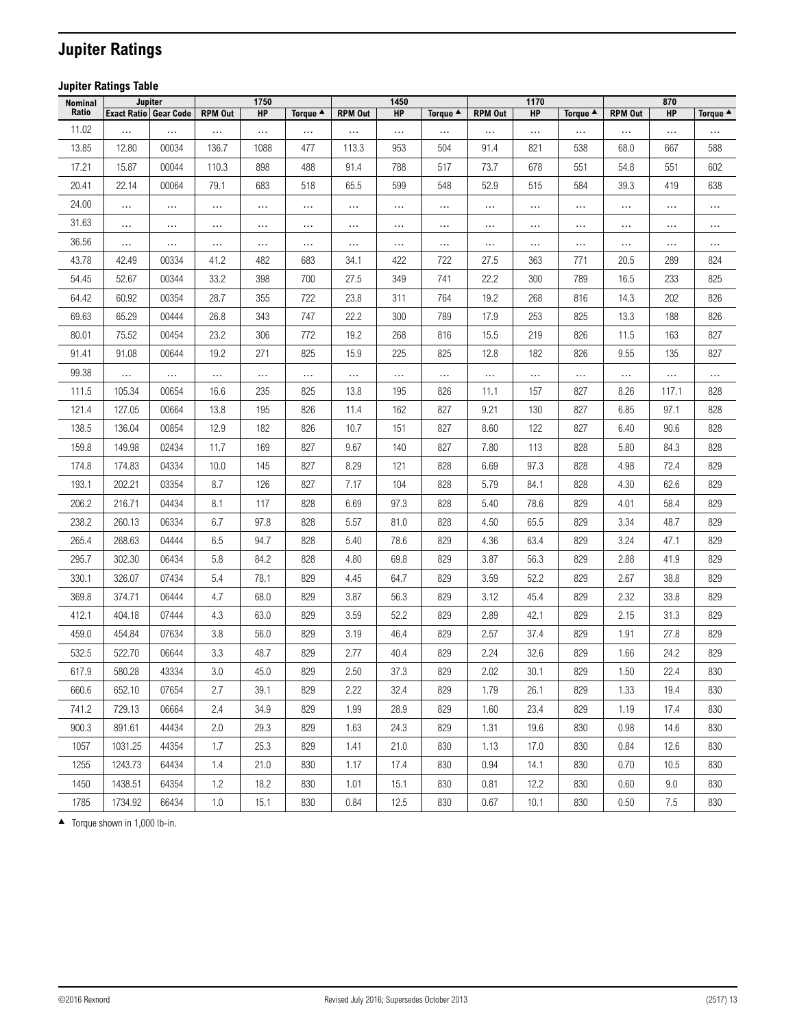# Jupiter Ratings

### Jupiter Ratings Table

| Nominal Ratio | Jupiter | | 1750 | | | 1450 | | | 1170 | | | 870 | | |
|---|---|---|---|---|---|---|---|---|---|---|---|---|---|---|
| | Exact Ratio | Gear Code | RPM Out | HP | Torque ▲ | RPM Out | HP | Torque ▲ | RPM Out | HP | Torque ▲ | RPM Out | HP | Torque ▲ |
| 11.02 | … | … | … | … | … | … | … | … | … | … | … | … | … | … |
| 13.85 | 12.80 | 00034 | 136.7 | 1088 | 477 | 113.3 | 953 | 504 | 91.4 | 821 | 538 | 68.0 | 667 | 588 |
| 17.21 | 15.87 | 00044 | 110.3 | 898 | 488 | 91.4 | 788 | 517 | 73.7 | 678 | 551 | 54.8 | 551 | 602 |
| 20.41 | 22.14 | 00064 | 79.1 | 683 | 518 | 65.5 | 599 | 548 | 52.9 | 515 | 584 | 39.3 | 419 | 638 |
| 24.00 | … | … | … | … | … | … | … | … | … | … | … | … | … | … |
| 31.63 | … | … | … | … | … | … | … | … | … | … | … | … | … | … |
| 36.56 | … | … | … | … | … | … | … | … | … | … | … | … | … | … |
| 43.78 | 42.49 | 00334 | 41.2 | 482 | 683 | 34.1 | 422 | 722 | 27.5 | 363 | 771 | 20.5 | 289 | 824 |
| 54.45 | 52.67 | 00344 | 33.2 | 398 | 700 | 27.5 | 349 | 741 | 22.2 | 300 | 789 | 16.5 | 233 | 825 |
| 64.42 | 60.92 | 00354 | 28.7 | 355 | 722 | 23.8 | 311 | 764 | 19.2 | 268 | 816 | 14.3 | 202 | 826 |
| 69.63 | 65.29 | 00444 | 26.8 | 343 | 747 | 22.2 | 300 | 789 | 17.9 | 253 | 825 | 13.3 | 188 | 826 |
| 80.01 | 75.52 | 00454 | 23.2 | 306 | 772 | 19.2 | 268 | 816 | 15.5 | 219 | 826 | 11.5 | 163 | 827 |
| 91.41 | 91.08 | 00644 | 19.2 | 271 | 825 | 15.9 | 225 | 825 | 12.8 | 182 | 826 | 9.55 | 135 | 827 |
| 99.38 | … | … | … | … | … | … | … | … | … | … | … | … | … | … |
| 111.5 | 105.34 | 00654 | 16.6 | 235 | 825 | 13.8 | 195 | 826 | 11.1 | 157 | 827 | 8.26 | 117.1 | 828 |
| 121.4 | 127.05 | 00664 | 13.8 | 195 | 826 | 11.4 | 162 | 827 | 9.21 | 130 | 827 | 6.85 | 97.1 | 828 |
| 138.5 | 136.04 | 00854 | 12.9 | 182 | 826 | 10.7 | 151 | 827 | 8.60 | 122 | 827 | 6.40 | 90.6 | 828 |
| 159.8 | 149.98 | 02434 | 11.7 | 169 | 827 | 9.67 | 140 | 827 | 7.80 | 113 | 828 | 5.80 | 84.3 | 828 |
| 174.8 | 174.83 | 04334 | 10.0 | 145 | 827 | 8.29 | 121 | 828 | 6.69 | 97.3 | 828 | 4.98 | 72.4 | 829 |
| 193.1 | 202.21 | 03354 | 8.7 | 126 | 827 | 7.17 | 104 | 828 | 5.79 | 84.1 | 828 | 4.30 | 62.6 | 829 |
| 206.2 | 216.71 | 04434 | 8.1 | 117 | 828 | 6.69 | 97.3 | 828 | 5.40 | 78.6 | 829 | 4.01 | 58.4 | 829 |
| 238.2 | 260.13 | 06334 | 6.7 | 97.8 | 828 | 5.57 | 81.0 | 828 | 4.50 | 65.5 | 829 | 3.34 | 48.7 | 829 |
| 265.4 | 268.63 | 04444 | 6.5 | 94.7 | 828 | 5.40 | 78.6 | 829 | 4.36 | 63.4 | 829 | 3.24 | 47.1 | 829 |
| 295.7 | 302.30 | 06434 | 5.8 | 84.2 | 828 | 4.80 | 69.8 | 829 | 3.87 | 56.3 | 829 | 2.88 | 41.9 | 829 |
| 330.1 | 326.07 | 07434 | 5.4 | 78.1 | 829 | 4.45 | 64.7 | 829 | 3.59 | 52.2 | 829 | 2.67 | 38.8 | 829 |
| 369.8 | 374.71 | 06444 | 4.7 | 68.0 | 829 | 3.87 | 56.3 | 829 | 3.12 | 45.4 | 829 | 2.32 | 33.8 | 829 |
| 412.1 | 404.18 | 07444 | 4.3 | 63.0 | 829 | 3.59 | 52.2 | 829 | 2.89 | 42.1 | 829 | 2.15 | 31.3 | 829 |
| 459.0 | 454.84 | 07634 | 3.8 | 56.0 | 829 | 3.19 | 46.4 | 829 | 2.57 | 37.4 | 829 | 1.91 | 27.8 | 829 |
| 532.5 | 522.70 | 06644 | 3.3 | 48.7 | 829 | 2.77 | 40.4 | 829 | 2.24 | 32.6 | 829 | 1.66 | 24.2 | 829 |
| 617.9 | 580.28 | 43334 | 3.0 | 45.0 | 829 | 2.50 | 37.3 | 829 | 2.02 | 30.1 | 829 | 1.50 | 22.4 | 830 |
| 660.6 | 652.10 | 07654 | 2.7 | 39.1 | 829 | 2.22 | 32.4 | 829 | 1.79 | 26.1 | 829 | 1.33 | 19.4 | 830 |
| 741.2 | 729.13 | 06664 | 2.4 | 34.9 | 829 | 1.99 | 28.9 | 829 | 1.60 | 23.4 | 829 | 1.19 | 17.4 | 830 |
| 900.3 | 891.61 | 44434 | 2.0 | 29.3 | 829 | 1.63 | 24.3 | 829 | 1.31 | 19.6 | 830 | 0.98 | 14.6 | 830 |
| 1057 | 1031.25 | 44354 | 1.7 | 25.3 | 829 | 1.41 | 21.0 | 830 | 1.13 | 17.0 | 830 | 0.84 | 12.6 | 830 |
| 1255 | 1243.73 | 64434 | 1.4 | 21.0 | 830 | 1.17 | 17.4 | 830 | 0.94 | 14.1 | 830 | 0.70 | 10.5 | 830 |
| 1450 | 1438.51 | 64354 | 1.2 | 18.2 | 830 | 1.01 | 15.1 | 830 | 0.81 | 12.2 | 830 | 0.60 | 9.0 | 830 |
| 1785 | 1734.92 | 66434 | 1.0 | 15.1 | 830 | 0.84 | 12.5 | 830 | 0.67 | 10.1 | 830 | 0.50 | 7.5 | 830 |

▲ Torque shown in 1,000 lb-in.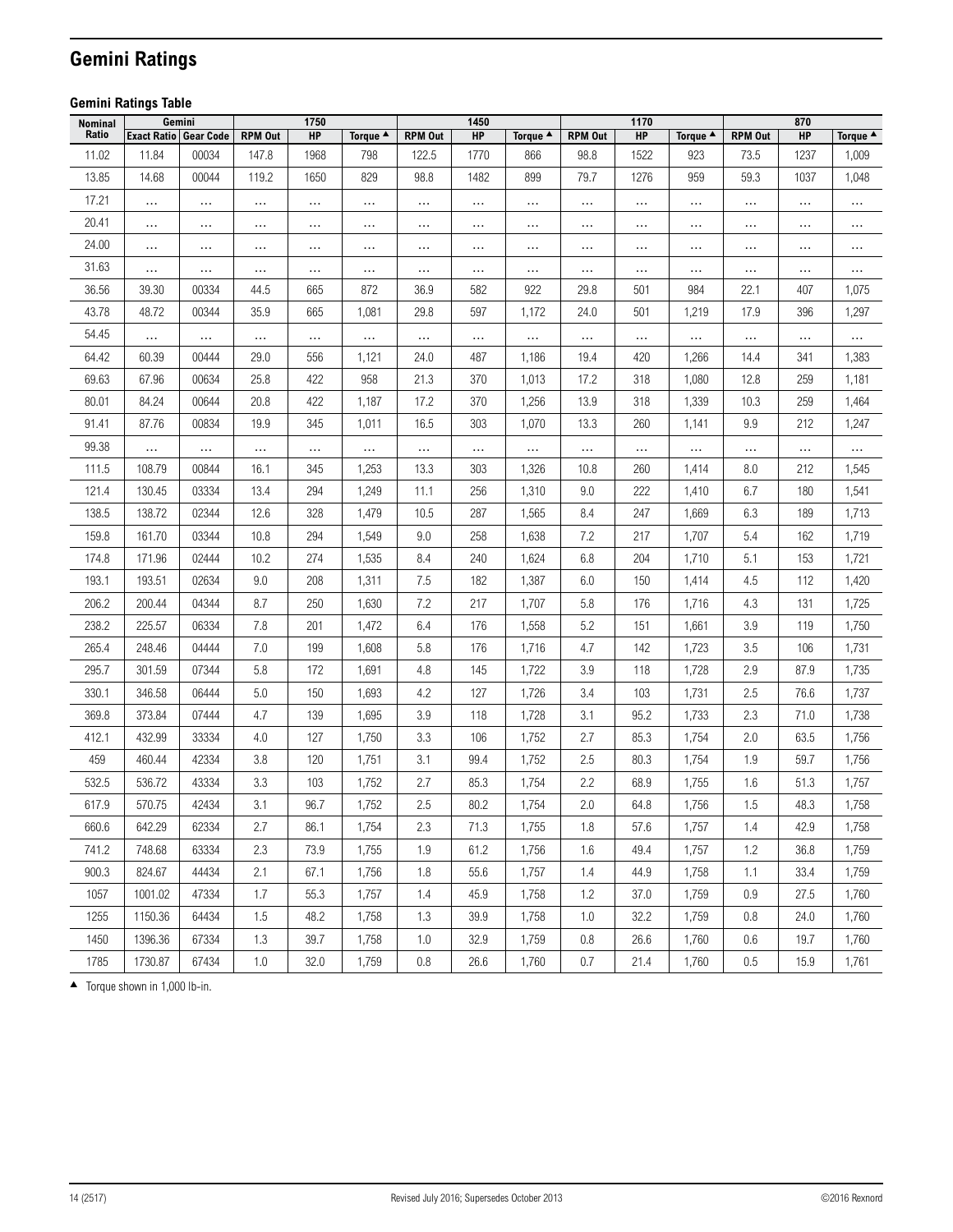# Gemini Ratings

**Gemini Ratings Table**

| Nominal Ratio | Gemini | | 1750 | | | 1450 | | | 1170 | | | 870 | | |
|---|---|---|---|---|---|---|---|---|---|---|---|---|---|---|
| | Exact Ratio | Gear Code | RPM Out | HP | Torque ▲ | RPM Out | HP | Torque ▲ | RPM Out | HP | Torque ▲ | RPM Out | HP | Torque ▲ |
| 11.02 | 11.84 | 00034 | 147.8 | 1968 | 798 | 122.5 | 1770 | 866 | 98.8 | 1522 | 923 | 73.5 | 1237 | 1,009 |
| 13.85 | 14.68 | 00044 | 119.2 | 1650 | 829 | 98.8 | 1482 | 899 | 79.7 | 1276 | 959 | 59.3 | 1037 | 1,048 |
| 17.21 | … | … | … | … | … | … | … | … | … | … | … | … | … | … |
| 20.41 | … | … | … | … | … | … | … | … | … | … | … | … | … | … |
| 24.00 | … | … | … | … | … | … | … | … | … | … | … | … | … | … |
| 31.63 | … | … | … | … | … | … | … | … | … | … | … | … | … | … |
| 36.56 | 39.30 | 00334 | 44.5 | 665 | 872 | 36.9 | 582 | 922 | 29.8 | 501 | 984 | 22.1 | 407 | 1,075 |
| 43.78 | 48.72 | 00344 | 35.9 | 665 | 1,081 | 29.8 | 597 | 1,172 | 24.0 | 501 | 1,219 | 17.9 | 396 | 1,297 |
| 54.45 | … | … | … | … | … | … | … | … | … | … | … | … | … | … |
| 64.42 | 60.39 | 00444 | 29.0 | 556 | 1,121 | 24.0 | 487 | 1,186 | 19.4 | 420 | 1,266 | 14.4 | 341 | 1,383 |
| 69.63 | 67.96 | 00634 | 25.8 | 422 | 958 | 21.3 | 370 | 1,013 | 17.2 | 318 | 1,080 | 12.8 | 259 | 1,181 |
| 80.01 | 84.24 | 00644 | 20.8 | 422 | 1,187 | 17.2 | 370 | 1,256 | 13.9 | 318 | 1,339 | 10.3 | 259 | 1,464 |
| 91.41 | 87.76 | 00834 | 19.9 | 345 | 1,011 | 16.5 | 303 | 1,070 | 13.3 | 260 | 1,141 | 9.9 | 212 | 1,247 |
| 99.38 | … | … | … | … | … | … | … | … | … | … | … | … | … | … |
| 111.5 | 108.79 | 00844 | 16.1 | 345 | 1,253 | 13.3 | 303 | 1,326 | 10.8 | 260 | 1,414 | 8.0 | 212 | 1,545 |
| 121.4 | 130.45 | 03334 | 13.4 | 294 | 1,249 | 11.1 | 256 | 1,310 | 9.0 | 222 | 1,410 | 6.7 | 180 | 1,541 |
| 138.5 | 138.72 | 02344 | 12.6 | 328 | 1,479 | 10.5 | 287 | 1,565 | 8.4 | 247 | 1,669 | 6.3 | 189 | 1,713 |
| 159.8 | 161.70 | 03344 | 10.8 | 294 | 1,549 | 9.0 | 258 | 1,638 | 7.2 | 217 | 1,707 | 5.4 | 162 | 1,719 |
| 174.8 | 171.96 | 02444 | 10.2 | 274 | 1,535 | 8.4 | 240 | 1,624 | 6.8 | 204 | 1,710 | 5.1 | 153 | 1,721 |
| 193.1 | 193.51 | 02634 | 9.0 | 208 | 1,311 | 7.5 | 182 | 1,387 | 6.0 | 150 | 1,414 | 4.5 | 112 | 1,420 |
| 206.2 | 200.44 | 04344 | 8.7 | 250 | 1,630 | 7.2 | 217 | 1,707 | 5.8 | 176 | 1,716 | 4.3 | 131 | 1,725 |
| 238.2 | 225.57 | 06334 | 7.8 | 201 | 1,472 | 6.4 | 176 | 1,558 | 5.2 | 151 | 1,661 | 3.9 | 119 | 1,750 |
| 265.4 | 248.46 | 04444 | 7.0 | 199 | 1,608 | 5.8 | 176 | 1,716 | 4.7 | 142 | 1,723 | 3.5 | 106 | 1,731 |
| 295.7 | 301.59 | 07344 | 5.8 | 172 | 1,691 | 4.8 | 145 | 1,722 | 3.9 | 118 | 1,728 | 2.9 | 87.9 | 1,735 |
| 330.1 | 346.58 | 06444 | 5.0 | 150 | 1,693 | 4.2 | 127 | 1,726 | 3.4 | 103 | 1,731 | 2.5 | 76.6 | 1,737 |
| 369.8 | 373.84 | 07444 | 4.7 | 139 | 1,695 | 3.9 | 118 | 1,728 | 3.1 | 95.2 | 1,733 | 2.3 | 71.0 | 1,738 |
| 412.1 | 432.99 | 33334 | 4.0 | 127 | 1,750 | 3.3 | 106 | 1,752 | 2.7 | 85.3 | 1,754 | 2.0 | 63.5 | 1,756 |
| 459 | 460.44 | 42334 | 3.8 | 120 | 1,751 | 3.1 | 99.4 | 1,752 | 2.5 | 80.3 | 1,754 | 1.9 | 59.7 | 1,756 |
| 532.5 | 536.72 | 43334 | 3.3 | 103 | 1,752 | 2.7 | 85.3 | 1,754 | 2.2 | 68.9 | 1,755 | 1.6 | 51.3 | 1,757 |
| 617.9 | 570.75 | 42434 | 3.1 | 96.7 | 1,752 | 2.5 | 80.2 | 1,754 | 2.0 | 64.8 | 1,756 | 1.5 | 48.3 | 1,758 |
| 660.6 | 642.29 | 62334 | 2.7 | 86.1 | 1,754 | 2.3 | 71.3 | 1,755 | 1.8 | 57.6 | 1,757 | 1.4 | 42.9 | 1,758 |
| 741.2 | 748.68 | 63334 | 2.3 | 73.9 | 1,755 | 1.9 | 61.2 | 1,756 | 1.6 | 49.4 | 1,757 | 1.2 | 36.8 | 1,759 |
| 900.3 | 824.67 | 44434 | 2.1 | 67.1 | 1,756 | 1.8 | 55.6 | 1,757 | 1.4 | 44.9 | 1,758 | 1.1 | 33.4 | 1,759 |
| 1057 | 1001.02 | 47334 | 1.7 | 55.3 | 1,757 | 1.4 | 45.9 | 1,758 | 1.2 | 37.0 | 1,759 | 0.9 | 27.5 | 1,760 |
| 1255 | 1150.36 | 64434 | 1.5 | 48.2 | 1,758 | 1.3 | 39.9 | 1,758 | 1.0 | 32.2 | 1,759 | 0.8 | 24.0 | 1,760 |
| 1450 | 1396.36 | 67334 | 1.3 | 39.7 | 1,758 | 1.0 | 32.9 | 1,759 | 0.8 | 26.6 | 1,760 | 0.6 | 19.7 | 1,760 |
| 1785 | 1730.87 | 67434 | 1.0 | 32.0 | 1,759 | 0.8 | 26.6 | 1,760 | 0.7 | 21.4 | 1,760 | 0.5 | 15.9 | 1,761 |

▲ Torque shown in 1,000 lb-in.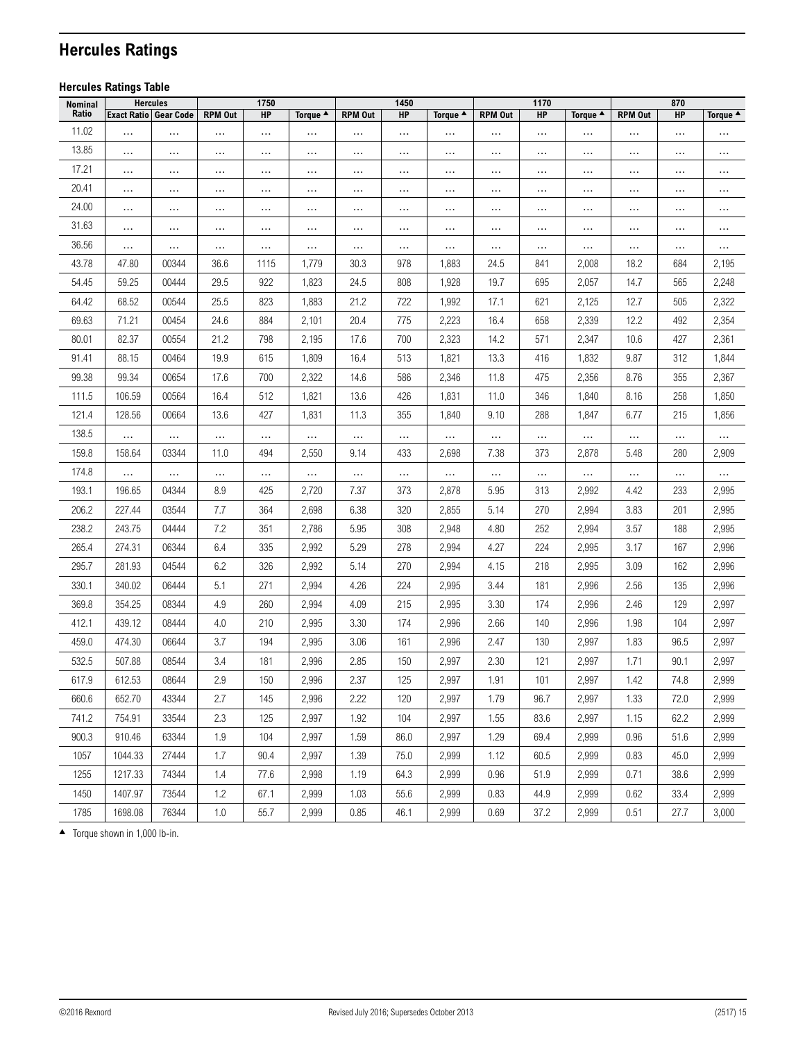# Hercules Ratings

### Hercules Ratings Table

| Nominal Ratio | Hercules | | 1750 | | | 1450 | | | 1170 | | | 870 | | |
|---|---|---|---|---|---|---|---|---|---|---|---|---|---|---|
| | Exact Ratio | Gear Code | RPM Out | HP | Torque ▲ | RPM Out | HP | Torque ▲ | RPM Out | HP | Torque ▲ | RPM Out | HP | Torque ▲ |
| 11.02 | … | … | … | … | … | … | … | … | … | … | … | … | … | … |
| 13.85 | … | … | … | … | … | … | … | … | … | … | … | … | … | … |
| 17.21 | … | … | … | … | … | … | … | … | … | … | … | … | … | … |
| 20.41 | … | … | … | … | … | … | … | … | … | … | … | … | … | … |
| 24.00 | … | … | … | … | … | … | … | … | … | … | … | … | … | … |
| 31.63 | … | … | … | … | … | … | … | … | … | … | … | … | … | … |
| 36.56 | … | … | … | … | … | … | … | … | … | … | … | … | … | … |
| 43.78 | 47.80 | 00344 | 36.6 | 1115 | 1,779 | 30.3 | 978 | 1,883 | 24.5 | 841 | 2,008 | 18.2 | 684 | 2,195 |
| 54.45 | 59.25 | 00444 | 29.5 | 922 | 1,823 | 24.5 | 808 | 1,928 | 19.7 | 695 | 2,057 | 14.7 | 565 | 2,248 |
| 64.42 | 68.52 | 00544 | 25.5 | 823 | 1,883 | 21.2 | 722 | 1,992 | 17.1 | 621 | 2,125 | 12.7 | 505 | 2,322 |
| 69.63 | 71.21 | 00454 | 24.6 | 884 | 2,101 | 20.4 | 775 | 2,223 | 16.4 | 658 | 2,339 | 12.2 | 492 | 2,354 |
| 80.01 | 82.37 | 00554 | 21.2 | 798 | 2,195 | 17.6 | 700 | 2,323 | 14.2 | 571 | 2,347 | 10.6 | 427 | 2,361 |
| 91.41 | 88.15 | 00464 | 19.9 | 615 | 1,809 | 16.4 | 513 | 1,821 | 13.3 | 416 | 1,832 | 9.87 | 312 | 1,844 |
| 99.38 | 99.34 | 00654 | 17.6 | 700 | 2,322 | 14.6 | 586 | 2,346 | 11.8 | 475 | 2,356 | 8.76 | 355 | 2,367 |
| 111.5 | 106.59 | 00564 | 16.4 | 512 | 1,821 | 13.6 | 426 | 1,831 | 11.0 | 346 | 1,840 | 8.16 | 258 | 1,850 |
| 121.4 | 128.56 | 00664 | 13.6 | 427 | 1,831 | 11.3 | 355 | 1,840 | 9.10 | 288 | 1,847 | 6.77 | 215 | 1,856 |
| 138.5 | … | … | … | … | … | … | … | … | … | … | … | … | … | … |
| 159.8 | 158.64 | 03344 | 11.0 | 494 | 2,550 | 9.14 | 433 | 2,698 | 7.38 | 373 | 2,878 | 5.48 | 280 | 2,909 |
| 174.8 | … | … | … | … | … | … | … | … | … | … | … | … | … | … |
| 193.1 | 196.65 | 04344 | 8.9 | 425 | 2,720 | 7.37 | 373 | 2,878 | 5.95 | 313 | 2,992 | 4.42 | 233 | 2,995 |
| 206.2 | 227.44 | 03544 | 7.7 | 364 | 2,698 | 6.38 | 320 | 2,855 | 5.14 | 270 | 2,994 | 3.83 | 201 | 2,995 |
| 238.2 | 243.75 | 04444 | 7.2 | 351 | 2,786 | 5.95 | 308 | 2,948 | 4.80 | 252 | 2,994 | 3.57 | 188 | 2,995 |
| 265.4 | 274.31 | 06344 | 6.4 | 335 | 2,992 | 5.29 | 278 | 2,994 | 4.27 | 224 | 2,995 | 3.17 | 167 | 2,996 |
| 295.7 | 281.93 | 04544 | 6.2 | 326 | 2,992 | 5.14 | 270 | 2,994 | 4.15 | 218 | 2,995 | 3.09 | 162 | 2,996 |
| 330.1 | 340.02 | 06444 | 5.1 | 271 | 2,994 | 4.26 | 224 | 2,995 | 3.44 | 181 | 2,996 | 2.56 | 135 | 2,996 |
| 369.8 | 354.25 | 08344 | 4.9 | 260 | 2,994 | 4.09 | 215 | 2,995 | 3.30 | 174 | 2,996 | 2.46 | 129 | 2,997 |
| 412.1 | 439.12 | 08444 | 4.0 | 210 | 2,995 | 3.30 | 174 | 2,996 | 2.66 | 140 | 2,996 | 1.98 | 104 | 2,997 |
| 459.0 | 474.30 | 06644 | 3.7 | 194 | 2,995 | 3.06 | 161 | 2,996 | 2.47 | 130 | 2,997 | 1.83 | 96.5 | 2,997 |
| 532.5 | 507.88 | 08544 | 3.4 | 181 | 2,996 | 2.85 | 150 | 2,997 | 2.30 | 121 | 2,997 | 1.71 | 90.1 | 2,997 |
| 617.9 | 612.53 | 08644 | 2.9 | 150 | 2,996 | 2.37 | 125 | 2,997 | 1.91 | 101 | 2,997 | 1.42 | 74.8 | 2,999 |
| 660.6 | 652.70 | 43344 | 2.7 | 145 | 2,996 | 2.22 | 120 | 2,997 | 1.79 | 96.7 | 2,997 | 1.33 | 72.0 | 2,999 |
| 741.2 | 754.91 | 33544 | 2.3 | 125 | 2,997 | 1.92 | 104 | 2,997 | 1.55 | 83.6 | 2,997 | 1.15 | 62.2 | 2,999 |
| 900.3 | 910.46 | 63344 | 1.9 | 104 | 2,997 | 1.59 | 86.0 | 2,997 | 1.29 | 69.4 | 2,999 | 0.96 | 51.6 | 2,999 |
| 1057 | 1044.33 | 27444 | 1.7 | 90.4 | 2,997 | 1.39 | 75.0 | 2,999 | 1.12 | 60.5 | 2,999 | 0.83 | 45.0 | 2,999 |
| 1255 | 1217.33 | 74344 | 1.4 | 77.6 | 2,998 | 1.19 | 64.3 | 2,999 | 0.96 | 51.9 | 2,999 | 0.71 | 38.6 | 2,999 |
| 1450 | 1407.97 | 73544 | 1.2 | 67.1 | 2,999 | 1.03 | 55.6 | 2,999 | 0.83 | 44.9 | 2,999 | 0.62 | 33.4 | 2,999 |
| 1785 | 1698.08 | 76344 | 1.0 | 55.7 | 2,999 | 0.85 | 46.1 | 2,999 | 0.69 | 37.2 | 2,999 | 0.51 | 27.7 | 3,000 |

▲ Torque shown in 1,000 lb-in.

©2016 Rexnord Revised July 2016; Supersedes October 2013 (2517) 15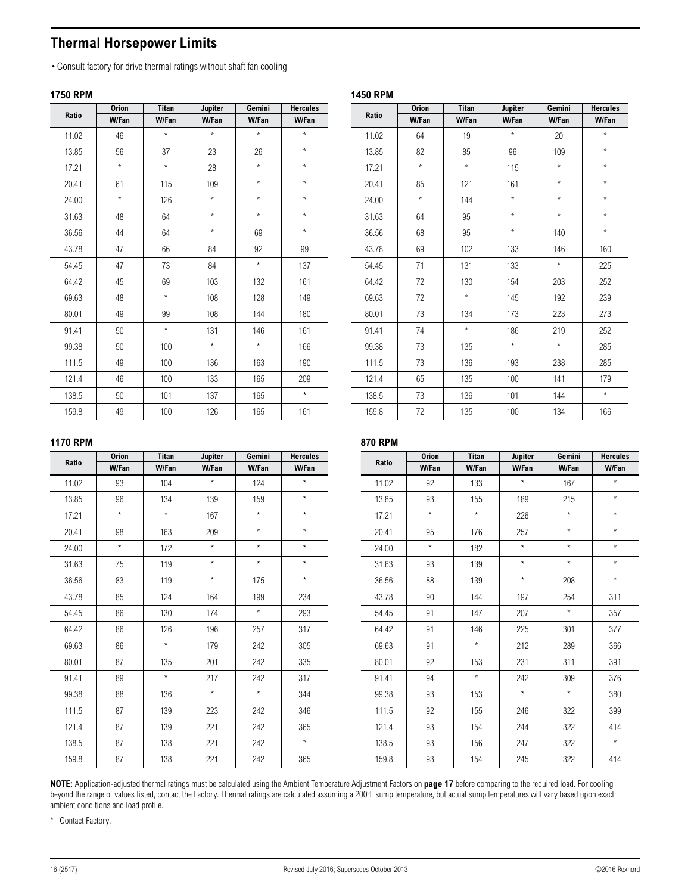## Thermal Horsepower Limits

- Consult factory for drive thermal ratings without shaft fan cooling

### 1750 RPM

| Ratio | Orion | Titan | Jupiter | Gemini | Hercules |
|---|---|---|---|---|---|
| | W/Fan | W/Fan | W/Fan | W/Fan | W/Fan |
| 11.02 | 46 | * | * | * | * |
| 13.85 | 56 | 37 | 23 | 26 | * |
| 17.21 | * | * | 28 | * | * |
| 20.41 | 61 | 115 | 109 | * | * |
| 24.00 | * | 126 | * | * | * |
| 31.63 | 48 | 64 | * | * | * |
| 36.56 | 44 | 64 | * | 69 | * |
| 43.78 | 47 | 66 | 84 | 92 | 99 |
| 54.45 | 47 | 73 | 84 | * | 137 |
| 64.42 | 45 | 69 | 103 | 132 | 161 |
| 69.63 | 48 | * | 108 | 128 | 149 |
| 80.01 | 49 | 99 | 108 | 144 | 180 |
| 91.41 | 50 | * | 131 | 146 | 161 |
| 99.38 | 50 | 100 | * | * | 166 |
| 111.5 | 49 | 100 | 136 | 163 | 190 |
| 121.4 | 46 | 100 | 133 | 165 | 209 |
| 138.5 | 50 | 101 | 137 | 165 | * |
| 159.8 | 49 | 100 | 126 | 165 | 161 |

### 1450 RPM

| Ratio | Orion | Titan | Jupiter | Gemini | Hercules |
|---|---|---|---|---|---|
| | W/Fan | W/Fan | W/Fan | W/Fan | W/Fan |
| 11.02 | 64 | 19 | * | 20 | * |
| 13.85 | 82 | 85 | 96 | 109 | * |
| 17.21 | * | * | 115 | * | * |
| 20.41 | 85 | 121 | 161 | * | * |
| 24.00 | * | 144 | * | * | * |
| 31.63 | 64 | 95 | * | * | * |
| 36.56 | 68 | 95 | * | 140 | * |
| 43.78 | 69 | 102 | 133 | 146 | 160 |
| 54.45 | 71 | 131 | 133 | * | 225 |
| 64.42 | 72 | 130 | 154 | 203 | 252 |
| 69.63 | 72 | * | 145 | 192 | 239 |
| 80.01 | 73 | 134 | 173 | 223 | 273 |
| 91.41 | 74 | * | 186 | 219 | 252 |
| 99.38 | 73 | 135 | * | * | 285 |
| 111.5 | 73 | 136 | 193 | 238 | 285 |
| 121.4 | 65 | 135 | 100 | 141 | 179 |
| 138.5 | 73 | 136 | 101 | 144 | * |
| 159.8 | 72 | 135 | 100 | 134 | 166 |

### 1170 RPM

| Ratio | Orion | Titan | Jupiter | Gemini | Hercules |
|---|---|---|---|---|---|
| | W/Fan | W/Fan | W/Fan | W/Fan | W/Fan |
| 11.02 | 93 | 104 | * | 124 | * |
| 13.85 | 96 | 134 | 139 | 159 | * |
| 17.21 | * | * | 167 | * | * |
| 20.41 | 98 | 163 | 209 | * | * |
| 24.00 | * | 172 | * | * | * |
| 31.63 | 75 | 119 | * | * | * |
| 36.56 | 83 | 119 | * | 175 | * |
| 43.78 | 85 | 124 | 164 | 199 | 234 |
| 54.45 | 86 | 130 | 174 | * | 293 |
| 64.42 | 86 | 126 | 196 | 257 | 317 |
| 69.63 | 86 | * | 179 | 242 | 305 |
| 80.01 | 87 | 135 | 201 | 242 | 335 |
| 91.41 | 89 | * | 217 | 242 | 317 |
| 99.38 | 88 | 136 | * | * | 344 |
| 111.5 | 87 | 139 | 223 | 242 | 346 |
| 121.4 | 87 | 139 | 221 | 242 | 365 |
| 138.5 | 87 | 138 | 221 | 242 | * |
| 159.8 | 87 | 138 | 221 | 242 | 365 |

### 870 RPM

| Ratio | Orion | Titan | Jupiter | Gemini | Hercules |
|---|---|---|---|---|---|
| | W/Fan | W/Fan | W/Fan | W/Fan | W/Fan |
| 11.02 | 92 | 133 | * | 167 | * |
| 13.85 | 93 | 155 | 189 | 215 | * |
| 17.21 | * | * | 226 | * | * |
| 20.41 | 95 | 176 | 257 | * | * |
| 24.00 | * | 182 | * | * | * |
| 31.63 | 93 | 139 | * | * | * |
| 36.56 | 88 | 139 | * | 208 | * |
| 43.78 | 90 | 144 | 197 | 254 | 311 |
| 54.45 | 91 | 147 | 207 | * | 357 |
| 64.42 | 91 | 146 | 225 | 301 | 377 |
| 69.63 | 91 | * | 212 | 289 | 366 |
| 80.01 | 92 | 153 | 231 | 311 | 391 |
| 91.41 | 94 | * | 242 | 309 | 376 |
| 99.38 | 93 | 153 | * | * | 380 |
| 111.5 | 92 | 155 | 246 | 322 | 399 |
| 121.4 | 93 | 154 | 244 | 322 | 414 |
| 138.5 | 93 | 156 | 247 | 322 | * |
| 159.8 | 93 | 154 | 245 | 322 | 414 |

**NOTE:** Application-adjusted thermal ratings must be calculated using the Ambient Temperature Adjustment Factors on **page 17** before comparing to the required load. For cooling beyond the range of values listed, contact the Factory. Thermal ratings are calculated assuming a 200ºF sump temperature, but actual sump temperatures will vary based upon exact ambient conditions and load profile.

\* Contact Factory.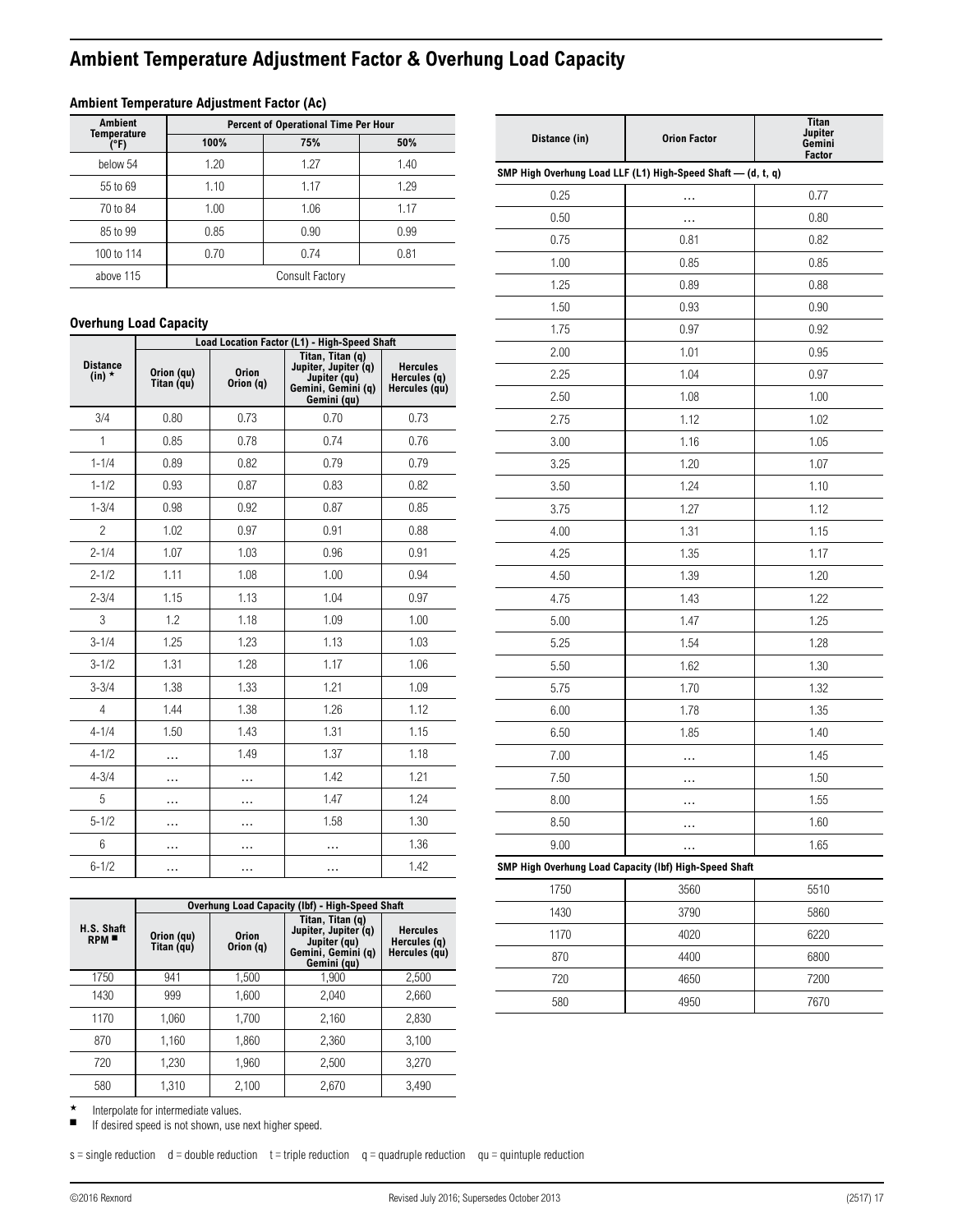# Ambient Temperature Adjustment Factor & Overhung Load Capacity

### Ambient Temperature Adjustment Factor (Ac)

| Ambient Temperature (°F) | Percent of Operational Time Per Hour | | |
|---|---|---|---|
| | 100% | 75% | 50% |
| below 54 | 1.20 | 1.27 | 1.40 |
| 55 to 69 | 1.10 | 1.17 | 1.29 |
| 70 to 84 | 1.00 | 1.06 | 1.17 |
| 85 to 99 | 0.85 | 0.90 | 0.99 |
| 100 to 114 | 0.70 | 0.74 | 0.81 |
| above 115 | Consult Factory | | |

### Overhung Load Capacity

| Distance (in) * | Load Location Factor (L1) - High-Speed Shaft | | | |
|---|---|---|---|---|
| | Orion (qu) Titan (qu) | Orion Orion (q) | Titan, Titan (q) Jupiter, Jupiter (q) Jupiter (qu) Gemini, Gemini (q) Gemini (qu) | Hercules Hercules (q) Hercules (qu) |
| 3/4 | 0.80 | 0.73 | 0.70 | 0.73 |
| 1 | 0.85 | 0.78 | 0.74 | 0.76 |
| 1-1/4 | 0.89 | 0.82 | 0.79 | 0.79 |
| 1-1/2 | 0.93 | 0.87 | 0.83 | 0.82 |
| 1-3/4 | 0.98 | 0.92 | 0.87 | 0.85 |
| 2 | 1.02 | 0.97 | 0.91 | 0.88 |
| 2-1/4 | 1.07 | 1.03 | 0.96 | 0.91 |
| 2-1/2 | 1.11 | 1.08 | 1.00 | 0.94 |
| 2-3/4 | 1.15 | 1.13 | 1.04 | 0.97 |
| 3 | 1.2 | 1.18 | 1.09 | 1.00 |
| 3-1/4 | 1.25 | 1.23 | 1.13 | 1.03 |
| 3-1/2 | 1.31 | 1.28 | 1.17 | 1.06 |
| 3-3/4 | 1.38 | 1.33 | 1.21 | 1.09 |
| 4 | 1.44 | 1.38 | 1.26 | 1.12 |
| 4-1/4 | 1.50 | 1.43 | 1.31 | 1.15 |
| 4-1/2 | … | 1.49 | 1.37 | 1.18 |
| 4-3/4 | … | … | 1.42 | 1.21 |
| 5 | … | … | 1.47 | 1.24 |
| 5-1/2 | … | … | 1.58 | 1.30 |
| 6 | … | … | … | 1.36 |
| 6-1/2 | … | … | … | 1.42 |

| H.S. Shaft RPM ■ | Overhung Load Capacity (lbf) - High-Speed Shaft | | | |
|---|---|---|---|---|
| | Orion (qu) Titan (qu) | Orion Orion (q) | Titan, Titan (q) Jupiter, Jupiter (q) Jupiter (qu) Gemini, Gemini (q) Gemini (qu) | Hercules Hercules (q) Hercules (qu) |
| 1750 | 941 | 1,500 | 1,900 | 2,500 |
| 1430 | 999 | 1,600 | 2,040 | 2,660 |
| 1170 | 1,060 | 1,700 | 2,160 | 2,830 |
| 870 | 1,160 | 1,860 | 2,360 | 3,100 |
| 720 | 1,230 | 1,960 | 2,500 | 3,270 |
| 580 | 1,310 | 2,100 | 2,670 | 3,490 |

| Distance (in) | Orion Factor | Titan Jupiter Gemini Factor |
|---|---|---|
| **SMP High Overhung Load LLF (L1) High-Speed Shaft — (d, t, q)** | | |
| 0.25 | … | 0.77 |
| 0.50 | … | 0.80 |
| 0.75 | 0.81 | 0.82 |
| 1.00 | 0.85 | 0.85 |
| 1.25 | 0.89 | 0.88 |
| 1.50 | 0.93 | 0.90 |
| 1.75 | 0.97 | 0.92 |
| 2.00 | 1.01 | 0.95 |
| 2.25 | 1.04 | 0.97 |
| 2.50 | 1.08 | 1.00 |
| 2.75 | 1.12 | 1.02 |
| 3.00 | 1.16 | 1.05 |
| 3.25 | 1.20 | 1.07 |
| 3.50 | 1.24 | 1.10 |
| 3.75 | 1.27 | 1.12 |
| 4.00 | 1.31 | 1.15 |
| 4.25 | 1.35 | 1.17 |
| 4.50 | 1.39 | 1.20 |
| 4.75 | 1.43 | 1.22 |
| 5.00 | 1.47 | 1.25 |
| 5.25 | 1.54 | 1.28 |
| 5.50 | 1.62 | 1.30 |
| 5.75 | 1.70 | 1.32 |
| 6.00 | 1.78 | 1.35 |
| 6.50 | 1.85 | 1.40 |
| 7.00 | … | 1.45 |
| 7.50 | … | 1.50 |
| 8.00 | … | 1.55 |
| 8.50 | … | 1.60 |
| 9.00 | … | 1.65 |
| **SMP High Overhung Load Capacity (lbf) High-Speed Shaft** | | |
| 1750 | 3560 | 5510 |
| 1430 | 3790 | 5860 |
| 1170 | 4020 | 6220 |
| 870 | 4400 | 6800 |
| 720 | 4650 | 7200 |
| 580 | 4950 | 7670 |

\* Interpolate for intermediate values.

■ If desired speed is not shown, use next higher speed.

s = single reduction d = double reduction t = triple reduction q = quadruple reduction qu = quintuple reduction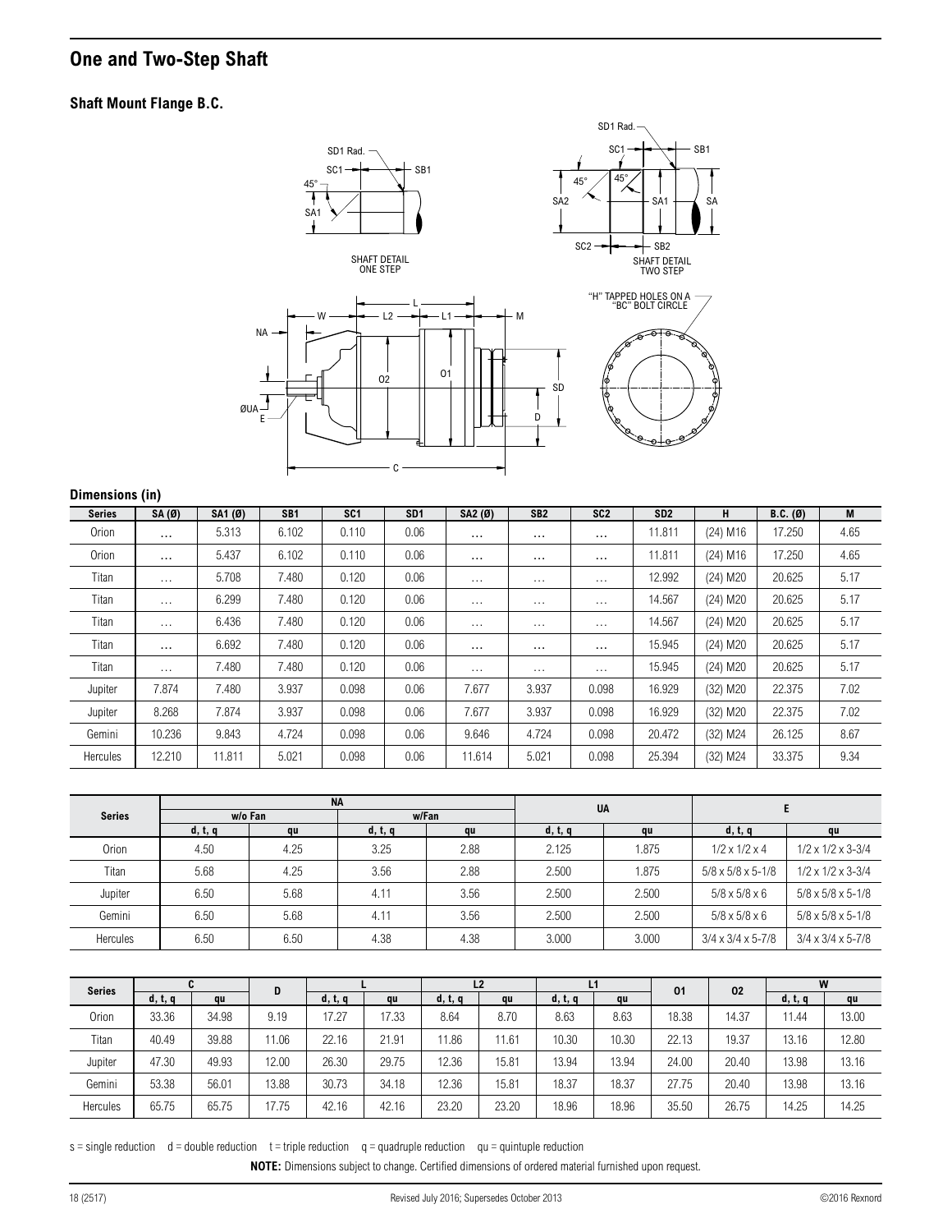## One and Two-Step Shaft

### Shaft Mount Flange B.C.

SHAFT DETAIL ONE STEP

SHAFT DETAIL TWO STEP

"H" TAPPED HOLES ON A "BC" BOLT CIRCLE

**Dimensions (in)**

| Series | SA (Ø) | SA1 (Ø) | SB1 | SC1 | SD1 | SA2 (Ø) | SB2 | SC2 | SD2 | H | B.C. (Ø) | M |
|---|---|---|---|---|---|---|---|---|---|---|---|---|
| Orion | ... | 5.313 | 6.102 | 0.110 | 0.06 | ... | ... | ... | 11.811 | (24) M16 | 17.250 | 4.65 |
| Orion | ... | 5.437 | 6.102 | 0.110 | 0.06 | ... | ... | ... | 11.811 | (24) M16 | 17.250 | 4.65 |
| Titan | ... | 5.708 | 7.480 | 0.120 | 0.06 | ... | ... | ... | 12.992 | (24) M20 | 20.625 | 5.17 |
| Titan | ... | 6.299 | 7.480 | 0.120 | 0.06 | ... | ... | ... | 14.567 | (24) M20 | 20.625 | 5.17 |
| Titan | ... | 6.436 | 7.480 | 0.120 | 0.06 | ... | ... | ... | 14.567 | (24) M20 | 20.625 | 5.17 |
| Titan | ... | 6.692 | 7.480 | 0.120 | 0.06 | ... | ... | ... | 15.945 | (24) M20 | 20.625 | 5.17 |
| Titan | ... | 7.480 | 7.480 | 0.120 | 0.06 | ... | ... | ... | 15.945 | (24) M20 | 20.625 | 5.17 |
| Jupiter | 7.874 | 7.480 | 3.937 | 0.098 | 0.06 | 7.677 | 3.937 | 0.098 | 16.929 | (32) M20 | 22.375 | 7.02 |
| Jupiter | 8.268 | 7.874 | 3.937 | 0.098 | 0.06 | 7.677 | 3.937 | 0.098 | 16.929 | (32) M20 | 22.375 | 7.02 |
| Gemini | 10.236 | 9.843 | 4.724 | 0.098 | 0.06 | 9.646 | 4.724 | 0.098 | 20.472 | (32) M24 | 26.125 | 8.67 |
| Hercules | 12.210 | 11.811 | 5.021 | 0.098 | 0.06 | 11.614 | 5.021 | 0.098 | 25.394 | (32) M24 | 33.375 | 9.34 |

| Series | NA | | | | UA | | E | |
|---|---|---|---|---|---|---|---|---|
| | w/o Fan | | w/Fan | | | | | |
| | d, t, q | qu | d, t, q | qu | d, t, q | qu | d, t, q | qu |
| Orion | 4.50 | 4.25 | 3.25 | 2.88 | 2.125 | 1.875 | 1/2 x 1/2 x 4 | 1/2 x 1/2 x 3-3/4 |
| Titan | 5.68 | 4.25 | 3.56 | 2.88 | 2.500 | 1.875 | 5/8 x 5/8 x 5-1/8 | 1/2 x 1/2 x 3-3/4 |
| Jupiter | 6.50 | 5.68 | 4.11 | 3.56 | 2.500 | 2.500 | 5/8 x 5/8 x 6 | 5/8 x 5/8 x 5-1/8 |
| Gemini | 6.50 | 5.68 | 4.11 | 3.56 | 2.500 | 2.500 | 5/8 x 5/8 x 6 | 5/8 x 5/8 x 5-1/8 |
| Hercules | 6.50 | 6.50 | 4.38 | 4.38 | 3.000 | 3.000 | 3/4 x 3/4 x 5-7/8 | 3/4 x 3/4 x 5-7/8 |

| Series | C | | D | L | | L2 | | L1 | | O1 | O2 | W | |
|---|---|---|---|---|---|---|---|---|---|---|---|---|---|
| | d, t, q | qu | | d, t, q | qu | d, t, q | qu | d, t, q | qu | | | d, t, q | qu |
| Orion | 33.36 | 34.98 | 9.19 | 17.27 | 17.33 | 8.64 | 8.70 | 8.63 | 8.63 | 18.38 | 14.37 | 11.44 | 13.00 |
| Titan | 40.49 | 39.88 | 11.06 | 22.16 | 21.91 | 11.86 | 11.61 | 10.30 | 10.30 | 22.13 | 19.37 | 13.16 | 12.80 |
| Jupiter | 47.30 | 49.93 | 12.00 | 26.30 | 29.75 | 12.36 | 15.81 | 13.94 | 13.94 | 24.00 | 20.40 | 13.98 | 13.16 |
| Gemini | 53.38 | 56.01 | 13.88 | 30.73 | 34.18 | 12.36 | 15.81 | 18.37 | 18.37 | 27.75 | 20.40 | 13.98 | 13.16 |
| Hercules | 65.75 | 65.75 | 17.75 | 42.16 | 42.16 | 23.20 | 23.20 | 18.96 | 18.96 | 35.50 | 26.75 | 14.25 | 14.25 |

s = single reduction  d = double reduction  t = triple reduction  q = quadruple reduction  qu = quintuple reduction

**NOTE:** Dimensions subject to change. Certified dimensions of ordered material furnished upon request.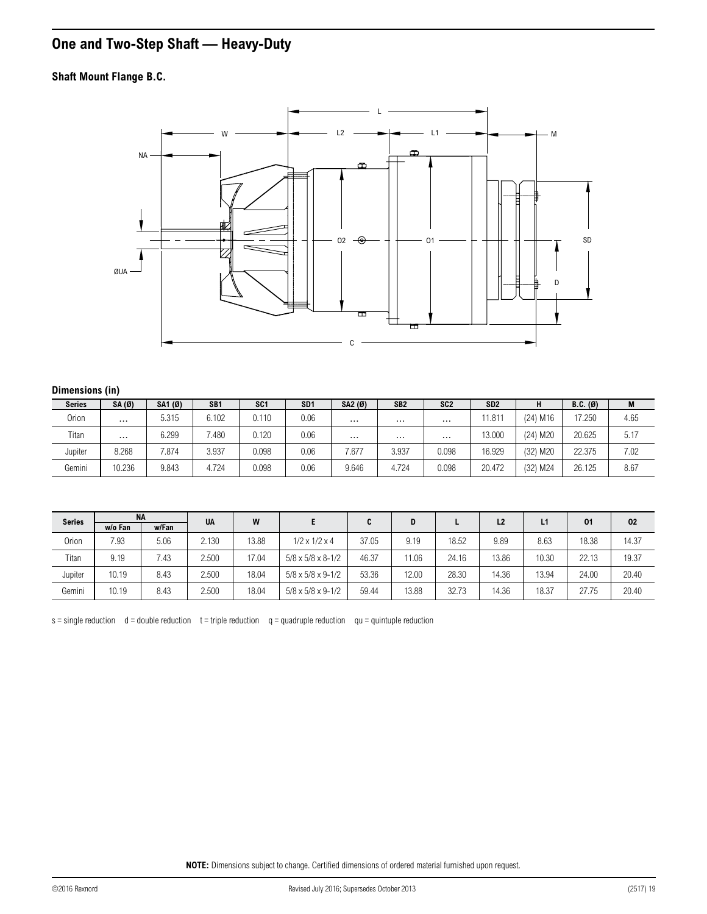# One and Two-Step Shaft — Heavy-Duty

## Shaft Mount Flange B.C.

### Dimensions (in)

| Series | SA (Ø) | SA1 (Ø) | SB1 | SC1 | SD1 | SA2 (Ø) | SB2 | SC2 | SD2 | H | B.C. (Ø) | M |
|---|---|---|---|---|---|---|---|---|---|---|---|---|
| Orion | … | 5.315 | 6.102 | 0.110 | 0.06 | … | … | … | 11.811 | (24) M16 | 17.250 | 4.65 |
| Titan | … | 6.299 | 7.480 | 0.120 | 0.06 | … | … | … | 13.000 | (24) M20 | 20.625 | 5.17 |
| Jupiter | 8.268 | 7.874 | 3.937 | 0.098 | 0.06 | 7.677 | 3.937 | 0.098 | 16.929 | (32) M20 | 22.375 | 7.02 |
| Gemini | 10.236 | 9.843 | 4.724 | 0.098 | 0.06 | 9.646 | 4.724 | 0.098 | 20.472 | (32) M24 | 26.125 | 8.67 |

| Series | NA | | UA | W | E | C | D | L | L2 | L1 | O1 | O2 |
|---|---|---|---|---|---|---|---|---|---|---|---|---|
| | w/o Fan | w/Fan | | | | | | | | | | |
| Orion | 7.93 | 5.06 | 2.130 | 13.88 | 1/2 x 1/2 x 4 | 37.05 | 9.19 | 18.52 | 9.89 | 8.63 | 18.38 | 14.37 |
| Titan | 9.19 | 7.43 | 2.500 | 17.04 | 5/8 x 5/8 x 8-1/2 | 46.37 | 11.06 | 24.16 | 13.86 | 10.30 | 22.13 | 19.37 |
| Jupiter | 10.19 | 8.43 | 2.500 | 18.04 | 5/8 x 5/8 x 9-1/2 | 53.36 | 12.00 | 28.30 | 14.36 | 13.94 | 24.00 | 20.40 |
| Gemini | 10.19 | 8.43 | 2.500 | 18.04 | 5/8 x 5/8 x 9-1/2 | 59.44 | 13.88 | 32.73 | 14.36 | 18.37 | 27.75 | 20.40 |

s = single reduction d = double reduction t = triple reduction q = quadruple reduction qu = quintuple reduction

**NOTE:** Dimensions subject to change. Certified dimensions of ordered material furnished upon request.

©2016 Rexnord Revised July 2016; Supersedes October 2013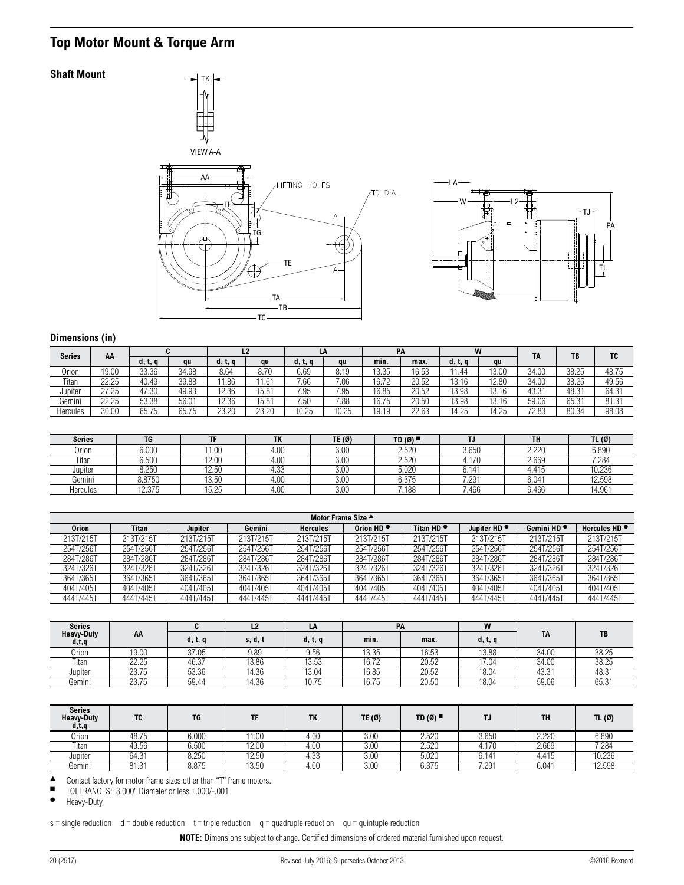## Top Motor Mount & Torque Arm

### Shaft Mount

#### Dimensions (in)

| Series | AA | C | | L2 | | LA | | PA | | W | | TA | TB | TC |
|---|---|---|---|---|---|---|---|---|---|---|---|---|---|---|
| | | d, t, q | qu | d, t, q | qu | d, t, q | qu | min. | max. | d, t, q | qu | | | |
| Orion | 19.00 | 33.36 | 34.98 | 8.64 | 8.70 | 6.69 | 8.19 | 13.35 | 16.53 | 11.44 | 13.00 | 34.00 | 38.25 | 48.75 |
| Titan | 22.25 | 40.49 | 39.88 | 11.86 | 11.61 | 7.66 | 7.06 | 16.72 | 20.52 | 13.16 | 12.80 | 34.00 | 38.25 | 49.56 |
| Jupiter | 27.25 | 47.30 | 49.93 | 12.36 | 15.81 | 7.95 | 7.95 | 16.85 | 20.52 | 13.98 | 13.16 | 43.31 | 48.31 | 64.31 |
| Gemini | 22.25 | 53.38 | 56.01 | 12.36 | 15.81 | 7.50 | 7.88 | 16.75 | 20.50 | 13.98 | 13.16 | 59.06 | 65.31 | 81.31 |
| Hercules | 30.00 | 65.75 | 65.75 | 23.20 | 23.20 | 10.25 | 10.25 | 19.19 | 22.63 | 14.25 | 14.25 | 72.83 | 80.34 | 98.08 |

| Series | TG | TF | TK | TE (Ø) | TD (Ø) ■ | TJ | TH | TL (Ø) |
|---|---|---|---|---|---|---|---|---|
| Orion | 6.000 | 11.00 | 4.00 | 3.00 | 2.520 | 3.650 | 2.220 | 6.890 |
| Titan | 6.500 | 12.00 | 4.00 | 3.00 | 2.520 | 4.170 | 2.669 | 7.284 |
| Jupiter | 8.250 | 12.50 | 4.33 | 3.00 | 5.020 | 6.141 | 4.415 | 10.236 |
| Gemini | 8.8750 | 13.50 | 4.00 | 3.00 | 6.375 | 7.291 | 6.041 | 12.598 |
| Hercules | 12.375 | 15.25 | 4.00 | 3.00 | 7.188 | 7.466 | 6.466 | 14.961 |

| Motor Frame Size ▲ | | | | | | | | | |
|---|---|---|---|---|---|---|---|---|---|
| Orion | Titan | Jupiter | Gemini | Hercules | Orion HD ● | Titan HD ● | Jupiter HD ● | Gemini HD ● | Hercules HD ● |
| 213T/215T | 213T/215T | 213T/215T | 213T/215T | 213T/215T | 213T/215T | 213T/215T | 213T/215T | 213T/215T | 213T/215T |
| 254T/256T | 254T/256T | 254T/256T | 254T/256T | 254T/256T | 254T/256T | 254T/256T | 254T/256T | 254T/256T | 254T/256T |
| 284T/286T | 284T/286T | 284T/286T | 284T/286T | 284T/286T | 284T/286T | 284T/286T | 284T/286T | 284T/286T | 284T/286T |
| 324T/326T | 324T/326T | 324T/326T | 324T/326T | 324T/326T | 324T/326T | 324T/326T | 324T/326T | 324T/326T | 324T/326T |
| 364T/365T | 364T/365T | 364T/365T | 364T/365T | 364T/365T | 364T/365T | 364T/365T | 364T/365T | 364T/365T | 364T/365T |
| 404T/405T | 404T/405T | 404T/405T | 404T/405T | 404T/405T | 404T/405T | 404T/405T | 404T/405T | 404T/405T | 404T/405T |
| 444T/445T | 444T/445T | 444T/445T | 444T/445T | 444T/445T | 444T/445T | 444T/445T | 444T/445T | 444T/445T | 444T/445T |

| Series Heavy-Duty d,t,q | AA | C | L2 | LA | PA | | W | TA | TB |
|---|---|---|---|---|---|---|---|---|---|
| | | d, t, q | s, d, t | d, t, q | min. | max. | d, t, q | | |
| Orion | 19.00 | 37.05 | 9.89 | 9.56 | 13.35 | 16.53 | 13.88 | 34.00 | 38.25 |
| Titan | 22.25 | 46.37 | 13.86 | 13.53 | 16.72 | 20.52 | 17.04 | 34.00 | 38.25 |
| Jupiter | 23.75 | 53.36 | 14.36 | 13.04 | 16.85 | 20.52 | 18.04 | 43.31 | 48.31 |
| Gemini | 23.75 | 59.44 | 14.36 | 10.75 | 16.75 | 20.50 | 18.04 | 59.06 | 65.31 |

| Series Heavy-Duty d,t,q | TC | TG | TF | TK | TE (Ø) | TD (Ø) ■ | TJ | TH | TL (Ø) |
|---|---|---|---|---|---|---|---|---|---|
| Orion | 48.75 | 6.000 | 11.00 | 4.00 | 3.00 | 2.520 | 3.650 | 2.220 | 6.890 |
| Titan | 49.56 | 6.500 | 12.00 | 4.00 | 3.00 | 2.520 | 4.170 | 2.669 | 7.284 |
| Jupiter | 64.31 | 8.250 | 12.50 | 4.33 | 3.00 | 5.020 | 6.141 | 4.415 | 10.236 |
| Gemini | 81.31 | 8.875 | 13.50 | 4.00 | 3.00 | 6.375 | 7.291 | 6.041 | 12.598 |

▲ Contact factory for motor frame sizes other than "T" frame motors.
■ TOLERANCES: 3.000" Diameter or less +.000/-.001
● Heavy-Duty

s = single reduction d = double reduction t = triple reduction q = quadruple reduction qu = quintuple reduction

**NOTE:** Dimensions subject to change. Certified dimensions of ordered material furnished upon request.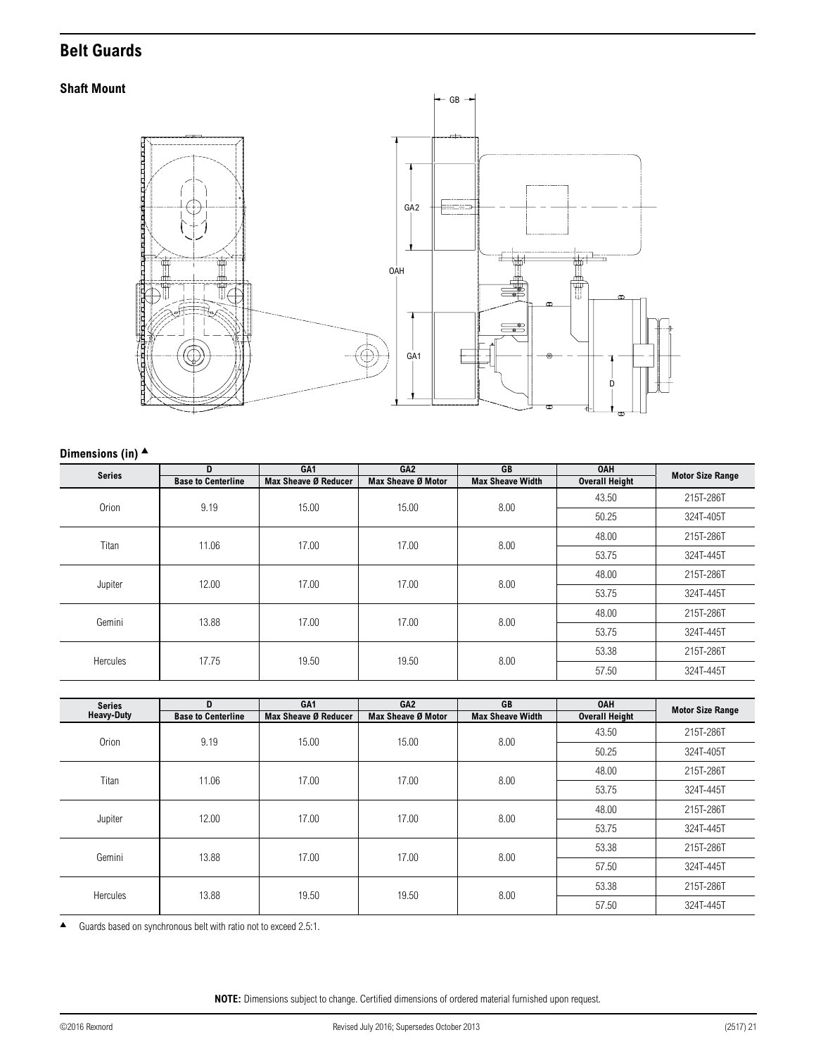## Belt Guards

### Shaft Mount

**Dimensions (in)** ▲

| Series | D<br>Base to Centerline | GA1<br>Max Sheave Ø Reducer | GA2<br>Max Sheave Ø Motor | GB<br>Max Sheave Width | OAH<br>Overall Height | Motor Size Range |
|---|---|---|---|---|---|---|
| Orion | 9.19 | 15.00 | 15.00 | 8.00 | 43.50 | 215T-286T |
| | | | | | 50.25 | 324T-405T |
| Titan | 11.06 | 17.00 | 17.00 | 8.00 | 48.00 | 215T-286T |
| | | | | | 53.75 | 324T-445T |
| Jupiter | 12.00 | 17.00 | 17.00 | 8.00 | 48.00 | 215T-286T |
| | | | | | 53.75 | 324T-445T |
| Gemini | 13.88 | 17.00 | 17.00 | 8.00 | 48.00 | 215T-286T |
| | | | | | 53.75 | 324T-445T |
| Hercules | 17.75 | 19.50 | 19.50 | 8.00 | 53.38 | 215T-286T |
| | | | | | 57.50 | 324T-445T |

| Series<br>Heavy-Duty | D<br>Base to Centerline | GA1<br>Max Sheave Ø Reducer | GA2<br>Max Sheave Ø Motor | GB<br>Max Sheave Width | OAH<br>Overall Height | Motor Size Range |
|---|---|---|---|---|---|---|
| Orion | 9.19 | 15.00 | 15.00 | 8.00 | 43.50 | 215T-286T |
| | | | | | 50.25 | 324T-405T |
| Titan | 11.06 | 17.00 | 17.00 | 8.00 | 48.00 | 215T-286T |
| | | | | | 53.75 | 324T-445T |
| Jupiter | 12.00 | 17.00 | 17.00 | 8.00 | 48.00 | 215T-286T |
| | | | | | 53.75 | 324T-445T |
| Gemini | 13.88 | 17.00 | 17.00 | 8.00 | 53.38 | 215T-286T |
| | | | | | 57.50 | 324T-445T |
| Hercules | 13.88 | 19.50 | 19.50 | 8.00 | 53.38 | 215T-286T |
| | | | | | 57.50 | 324T-445T |

▲ Guards based on synchronous belt with ratio not to exceed 2.5:1.

**NOTE:** Dimensions subject to change. Certified dimensions of ordered material furnished upon request.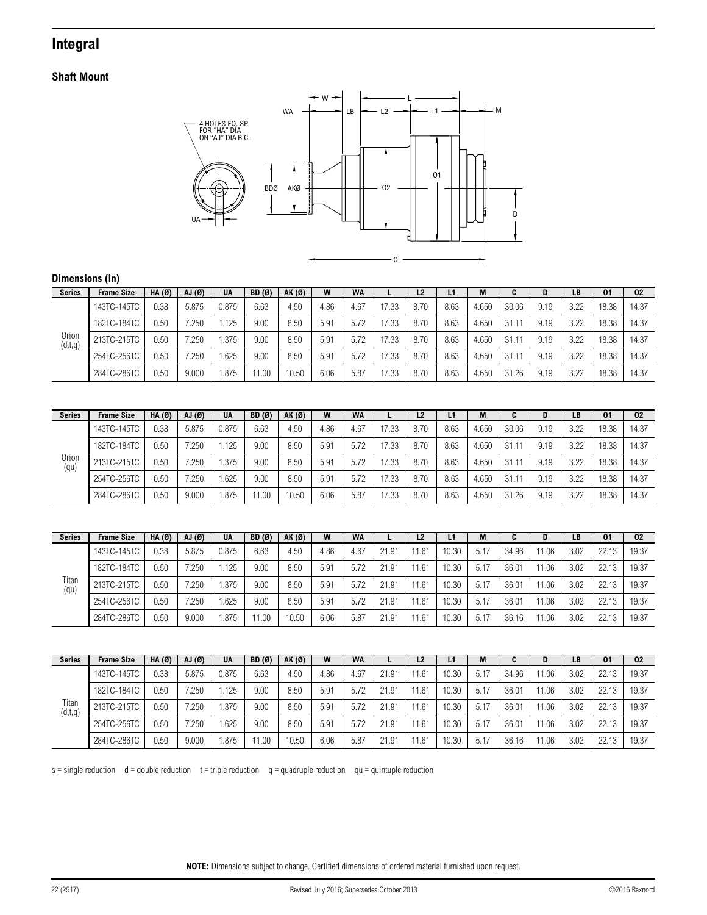## Integral

### Shaft Mount

4 HOLES EQ. SP. FOR "HA" DIA ON "AJ" DIA B.C.

### Dimensions (in)

| Series | Frame Size | HA (Ø) | AJ (Ø) | UA | BD (Ø) | AK (Ø) | W | WA | L | L2 | L1 | M | C | D | LB | O1 | O2 |
|---|---|---|---|---|---|---|---|---|---|---|---|---|---|---|---|---|---|
| Orion (d,t,q) | 143TC-145TC | 0.38 | 5.875 | 0.875 | 6.63 | 4.50 | 4.86 | 4.67 | 17.33 | 8.70 | 8.63 | 4.650 | 30.06 | 9.19 | 3.22 | 18.38 | 14.37 |
| | 182TC-184TC | 0.50 | 7.250 | 1.125 | 9.00 | 8.50 | 5.91 | 5.72 | 17.33 | 8.70 | 8.63 | 4.650 | 31.11 | 9.19 | 3.22 | 18.38 | 14.37 |
| | 213TC-215TC | 0.50 | 7.250 | 1.375 | 9.00 | 8.50 | 5.91 | 5.72 | 17.33 | 8.70 | 8.63 | 4.650 | 31.11 | 9.19 | 3.22 | 18.38 | 14.37 |
| | 254TC-256TC | 0.50 | 7.250 | 1.625 | 9.00 | 8.50 | 5.91 | 5.72 | 17.33 | 8.70 | 8.63 | 4.650 | 31.11 | 9.19 | 3.22 | 18.38 | 14.37 |
| | 284TC-286TC | 0.50 | 9.000 | 1.875 | 11.00 | 10.50 | 6.06 | 5.87 | 17.33 | 8.70 | 8.63 | 4.650 | 31.26 | 9.19 | 3.22 | 18.38 | 14.37 |

| Series | Frame Size | HA (Ø) | AJ (Ø) | UA | BD (Ø) | AK (Ø) | W | WA | L | L2 | L1 | M | C | D | LB | O1 | O2 |
|---|---|---|---|---|---|---|---|---|---|---|---|---|---|---|---|---|---|
| Orion (qu) | 143TC-145TC | 0.38 | 5.875 | 0.875 | 6.63 | 4.50 | 4.86 | 4.67 | 17.33 | 8.70 | 8.63 | 4.650 | 30.06 | 9.19 | 3.22 | 18.38 | 14.37 |
| | 182TC-184TC | 0.50 | 7.250 | 1.125 | 9.00 | 8.50 | 5.91 | 5.72 | 17.33 | 8.70 | 8.63 | 4.650 | 31.11 | 9.19 | 3.22 | 18.38 | 14.37 |
| | 213TC-215TC | 0.50 | 7.250 | 1.375 | 9.00 | 8.50 | 5.91 | 5.72 | 17.33 | 8.70 | 8.63 | 4.650 | 31.11 | 9.19 | 3.22 | 18.38 | 14.37 |
| | 254TC-256TC | 0.50 | 7.250 | 1.625 | 9.00 | 8.50 | 5.91 | 5.72 | 17.33 | 8.70 | 8.63 | 4.650 | 31.11 | 9.19 | 3.22 | 18.38 | 14.37 |
| | 284TC-286TC | 0.50 | 9.000 | 1.875 | 11.00 | 10.50 | 6.06 | 5.87 | 17.33 | 8.70 | 8.63 | 4.650 | 31.26 | 9.19 | 3.22 | 18.38 | 14.37 |

| Series | Frame Size | HA (Ø) | AJ (Ø) | UA | BD (Ø) | AK (Ø) | W | WA | L | L2 | L1 | M | C | D | LB | O1 | O2 |
|---|---|---|---|---|---|---|---|---|---|---|---|---|---|---|---|---|---|
| Titan (qu) | 143TC-145TC | 0.38 | 5.875 | 0.875 | 6.63 | 4.50 | 4.86 | 4.67 | 21.91 | 11.61 | 10.30 | 5.17 | 34.96 | 11.06 | 3.02 | 22.13 | 19.37 |
| | 182TC-184TC | 0.50 | 7.250 | 1.125 | 9.00 | 8.50 | 5.91 | 5.72 | 21.91 | 11.61 | 10.30 | 5.17 | 36.01 | 11.06 | 3.02 | 22.13 | 19.37 |
| | 213TC-215TC | 0.50 | 7.250 | 1.375 | 9.00 | 8.50 | 5.91 | 5.72 | 21.91 | 11.61 | 10.30 | 5.17 | 36.01 | 11.06 | 3.02 | 22.13 | 19.37 |
| | 254TC-256TC | 0.50 | 7.250 | 1.625 | 9.00 | 8.50 | 5.91 | 5.72 | 21.91 | 11.61 | 10.30 | 5.17 | 36.01 | 11.06 | 3.02 | 22.13 | 19.37 |
| | 284TC-286TC | 0.50 | 9.000 | 1.875 | 11.00 | 10.50 | 6.06 | 5.87 | 21.91 | 11.61 | 10.30 | 5.17 | 36.16 | 11.06 | 3.02 | 22.13 | 19.37 |

| Series | Frame Size | HA (Ø) | AJ (Ø) | UA | BD (Ø) | AK (Ø) | W | WA | L | L2 | L1 | M | C | D | LB | O1 | O2 |
|---|---|---|---|---|---|---|---|---|---|---|---|---|---|---|---|---|---|
| Titan (d,t,q) | 143TC-145TC | 0.38 | 5.875 | 0.875 | 6.63 | 4.50 | 4.86 | 4.67 | 21.91 | 11.61 | 10.30 | 5.17 | 34.96 | 11.06 | 3.02 | 22.13 | 19.37 |
| | 182TC-184TC | 0.50 | 7.250 | 1.125 | 9.00 | 8.50 | 5.91 | 5.72 | 21.91 | 11.61 | 10.30 | 5.17 | 36.01 | 11.06 | 3.02 | 22.13 | 19.37 |
| | 213TC-215TC | 0.50 | 7.250 | 1.375 | 9.00 | 8.50 | 5.91 | 5.72 | 21.91 | 11.61 | 10.30 | 5.17 | 36.01 | 11.06 | 3.02 | 22.13 | 19.37 |
| | 254TC-256TC | 0.50 | 7.250 | 1.625 | 9.00 | 8.50 | 5.91 | 5.72 | 21.91 | 11.61 | 10.30 | 5.17 | 36.01 | 11.06 | 3.02 | 22.13 | 19.37 |
| | 284TC-286TC | 0.50 | 9.000 | 1.875 | 11.00 | 10.50 | 6.06 | 5.87 | 21.91 | 11.61 | 10.30 | 5.17 | 36.16 | 11.06 | 3.02 | 22.13 | 19.37 |

s = single reduction  d = double reduction  t = triple reduction  q = quadruple reduction  qu = quintuple reduction

**NOTE:** Dimensions subject to change. Certified dimensions of ordered material furnished upon request.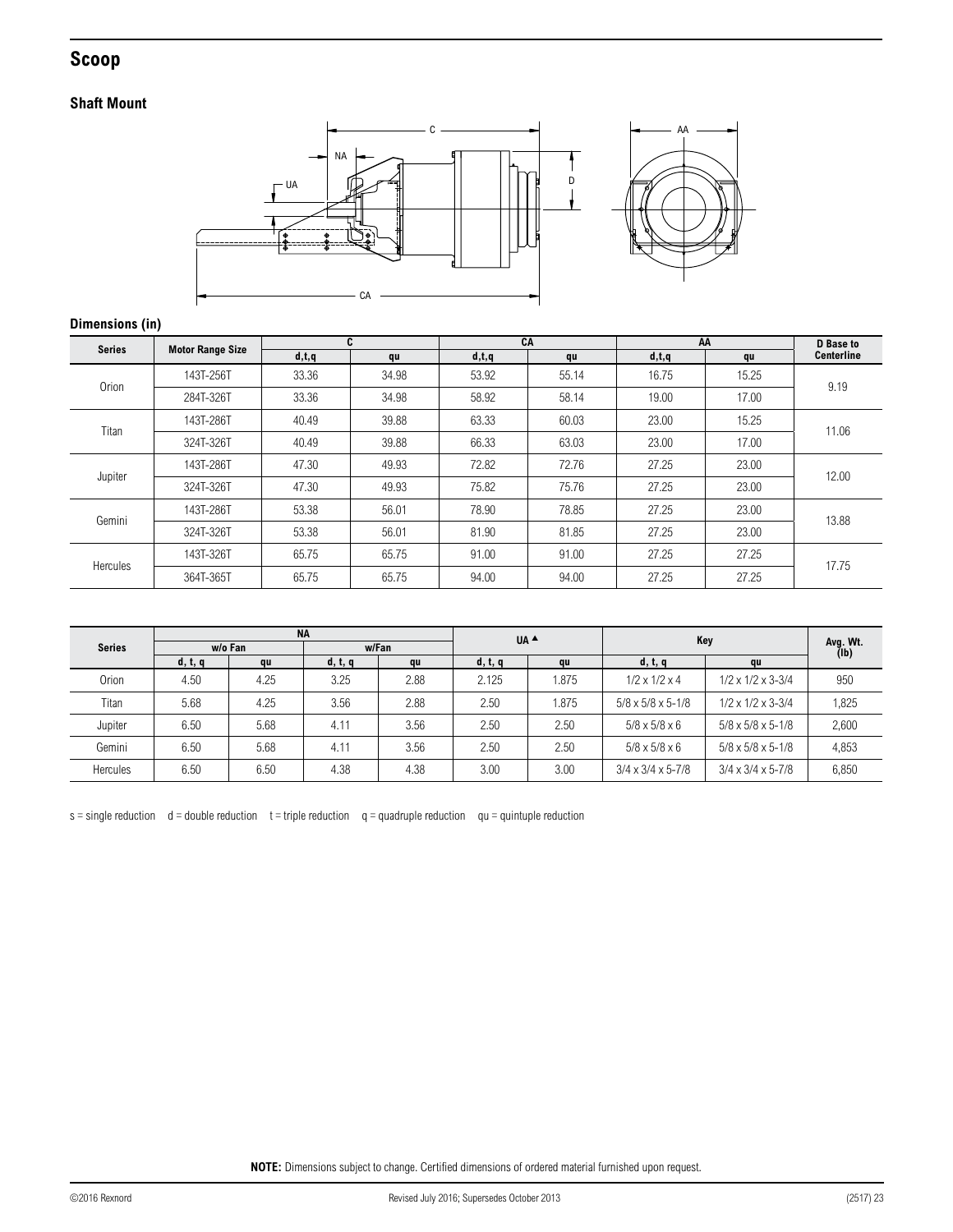## Scoop

### Shaft Mount

### Dimensions (in)

| Series | Motor Range Size | C | | CA | | AA | | D Base to Centerline |
|---|---|---|---|---|---|---|---|---|
| | | d,t,q | qu | d,t,q | qu | d,t,q | qu | |
| Orion | 143T-256T | 33.36 | 34.98 | 53.92 | 55.14 | 16.75 | 15.25 | 9.19 |
| | 284T-326T | 33.36 | 34.98 | 58.92 | 58.14 | 19.00 | 17.00 | |
| Titan | 143T-286T | 40.49 | 39.88 | 63.33 | 60.03 | 23.00 | 15.25 | 11.06 |
| | 324T-326T | 40.49 | 39.88 | 66.33 | 63.03 | 23.00 | 17.00 | |
| Jupiter | 143T-286T | 47.30 | 49.93 | 72.82 | 72.76 | 27.25 | 23.00 | 12.00 |
| | 324T-326T | 47.30 | 49.93 | 75.82 | 75.76 | 27.25 | 23.00 | |
| Gemini | 143T-286T | 53.38 | 56.01 | 78.90 | 78.85 | 27.25 | 23.00 | 13.88 |
| | 324T-326T | 53.38 | 56.01 | 81.90 | 81.85 | 27.25 | 23.00 | |
| Hercules | 143T-326T | 65.75 | 65.75 | 91.00 | 91.00 | 27.25 | 27.25 | 17.75 |
| | 364T-365T | 65.75 | 65.75 | 94.00 | 94.00 | 27.25 | 27.25 | |

| Series | NA | | | | UA ▲ | | Key | | Avg. Wt. (lb) |
|---|---|---|---|---|---|---|---|---|---|
| | w/o Fan | | w/Fan | | | | | | |
| | d, t, q | qu | d, t, q | qu | d, t, q | qu | d, t, q | qu | |
| Orion | 4.50 | 4.25 | 3.25 | 2.88 | 2.125 | 1.875 | 1/2 x 1/2 x 4 | 1/2 x 1/2 x 3-3/4 | 950 |
| Titan | 5.68 | 4.25 | 3.56 | 2.88 | 2.50 | 1.875 | 5/8 x 5/8 x 5-1/8 | 1/2 x 1/2 x 3-3/4 | 1,825 |
| Jupiter | 6.50 | 5.68 | 4.11 | 3.56 | 2.50 | 2.50 | 5/8 x 5/8 x 6 | 5/8 x 5/8 x 5-1/8 | 2,600 |
| Gemini | 6.50 | 5.68 | 4.11 | 3.56 | 2.50 | 2.50 | 5/8 x 5/8 x 6 | 5/8 x 5/8 x 5-1/8 | 4,853 |
| Hercules | 6.50 | 6.50 | 4.38 | 4.38 | 3.00 | 3.00 | 3/4 x 3/4 x 5-7/8 | 3/4 x 3/4 x 5-7/8 | 6,850 |

s = single reduction  d = double reduction  t = triple reduction  q = quadruple reduction  qu = quintuple reduction

**NOTE:** Dimensions subject to change. Certified dimensions of ordered material furnished upon request.

©2016 Rexnord  Revised July 2016; Supersedes October 2013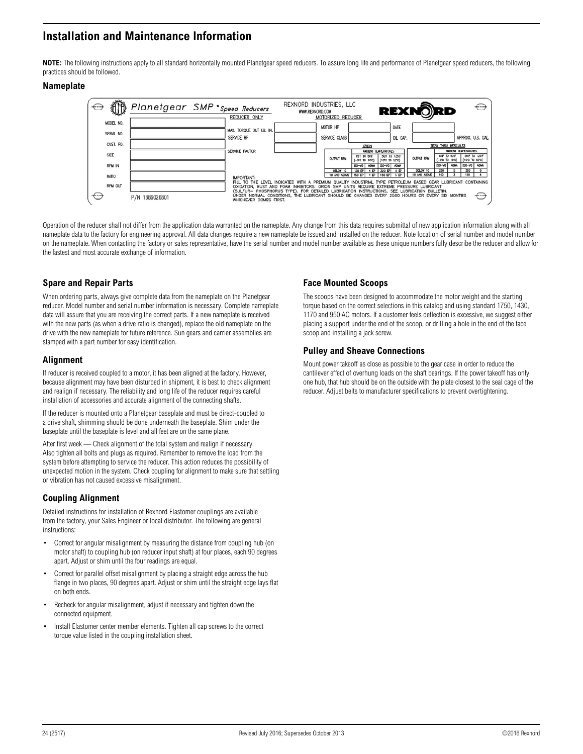## Installation and Maintenance Information

**NOTE:** The following instructions apply to all standard horizontally mounted Planetgear speed reducers. To assure long life and performance of Planetgear speed reducers, the following practices should be followed.

### Nameplate

Planetgear SMP* Speed Reducers — REXNORD INDUSTRIES, LLC — WWW.REXNORD.COM — REXNORD

| | | REDUCER ONLY | | MOTORIZED REDUCER | | | |
|---|---|---|---|---|---|---|---|
| MODEL NO. | | MAX. TORQUE OUT LB. IN. | | MOTOR HP | | DATE | |
| SERIAL NO. | | SERVICE HP | | SERVICE CLASS | | OIL CAP. | APPROX. U.S. GAL. |
| CUST. PO. | | SERVICE FACTOR | | | | | |
| SIZE | | | | | | | |
| RPM IN | | | | | | | |
| RATIO | | | | | | | |
| RPM OUT | | | | | | | |

ORION

| OUTPUT RPM | AMBIENT TEMPERATURES 15°F TO 60°F (-9°C TO 16°C) ISO-VG | AGMA | 50°F TO 125°F (10°C TO 52°C) ISO-VG | AGMA |
|---|---|---|---|---|
| BELOW 10 | 150 EP | 4 EP | 320 EP | 6 EP |
| 10 AND ABOVE | 150 EP | 4 EP | 150 EP | 5 EP |

TITAN THRU HERCULES

| OUTPUT RPM | AMBIENT TEMPERATURES 15°F TO 60°F (-9°C TO 16°C) ISO-VG | AGMA | 50°F TO 125°F (10°C TO 52°C) ISO-VG | AGMA |
|---|---|---|---|---|
| BELOW 10 | 220 | 5 | 320 | 6 |
| 10 AND ABOVE | 100 | 3 | 150 | 4 |

IMPORTANT:
FILL TO THE LEVEL INDICATED WITH A PREMIUM QUALITY INDUSTRIAL TYPE PETROLEUM BASED GEAR LUBRICANT CONTAINING OXIDATION, RUST AND FOAM INHIBITORS. ORION SMP UNITS REQUIRE EXTREME PRESSURE LUBRICANT (SULFUR– PHOSPHORUS TYPE). FOR DETAILED LUBRICATION INSTRUCTIONS, SEE LUBRICATION BULLETIN. UNDER NORMAL CONDITIONS, THE LUBRICANT SHOULD BE CHANGED EVERY 2500 HOURS OR EVERY SIX MONTHS WHICHEVER COMES FIRST.

P/N 1886026801

Operation of the reducer shall not differ from the application data warranted on the nameplate. Any change from this data requires submittal of new application information along with all nameplate data to the factory for engineering approval. All data changes require a new nameplate be issued and installed on the reducer. Note location of serial number and model number on the nameplate. When contacting the factory or sales representative, have the serial number and model number available as these unique numbers fully describe the reducer and allow for the fastest and most accurate exchange of information.

### Spare and Repair Parts

When ordering parts, always give complete data from the nameplate on the Planetgear reducer. Model number and serial number information is necessary. Complete nameplate data will assure that you are receiving the correct parts. If a new nameplate is received with the new parts (as when a drive ratio is changed), replace the old nameplate on the drive with the new nameplate for future reference. Sun gears and carrier assemblies are stamped with a part number for easy identification.

### Alignment

If reducer is received coupled to a motor, it has been aligned at the factory. However, because alignment may have been disturbed in shipment, it is best to check alignment and realign if necessary. The reliability and long life of the reducer requires careful installation of accessories and accurate alignment of the connecting shafts.

If the reducer is mounted onto a Planetgear baseplate and must be direct-coupled to a drive shaft, shimming should be done underneath the baseplate. Shim under the baseplate until the baseplate is level and all feet are on the same plane.

After first week — Check alignment of the total system and realign if necessary. Also tighten all bolts and plugs as required. Remember to remove the load from the system before attempting to service the reducer. This action reduces the possibility of unexpected motion in the system. Check coupling for alignment to make sure that settling or vibration has not caused excessive misalignment.

### Coupling Alignment

Detailed instructions for installation of Rexnord Elastomer couplings are available from the factory, your Sales Engineer or local distributor. The following are general instructions:

- Correct for angular misalignment by measuring the distance from coupling hub (on motor shaft) to coupling hub (on reducer input shaft) at four places, each 90 degrees apart. Adjust or shim until the four readings are equal.
- Correct for parallel offset misalignment by placing a straight edge across the hub flange in two places, 90 degrees apart. Adjust or shim until the straight edge lays flat on both ends.
- Recheck for angular misalignment, adjust if necessary and tighten down the connected equipment.
- Install Elastomer center member elements. Tighten all cap screws to the correct torque value listed in the coupling installation sheet.

### Face Mounted Scoops

The scoops have been designed to accommodate the motor weight and the starting torque based on the correct selections in this catalog and using standard 1750, 1430, 1170 and 950 AC motors. If a customer feels deflection is excessive, we suggest either placing a support under the end of the scoop, or drilling a hole in the end of the face scoop and installing a jack screw.

### Pulley and Sheave Connections

Mount power takeoff as close as possible to the gear case in order to reduce the cantilever effect of overhung loads on the shaft bearings. If the power takeoff has only one hub, that hub should be on the outside with the plate closest to the seal cage of the reducer. Adjust belts to manufacturer specifications to prevent overtightening.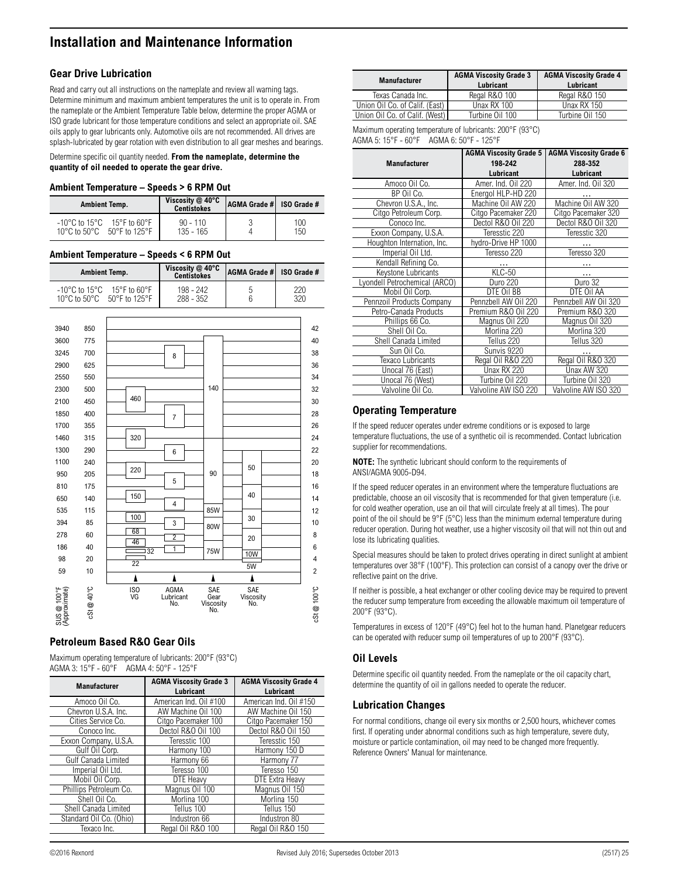# Installation and Maintenance Information

## Gear Drive Lubrication

Read and carry out all instructions on the nameplate and review all warning tags. Determine minimum and maximum ambient temperatures the unit is to operate in. From the nameplate or the Ambient Temperature Table below, determine the proper AGMA or ISO grade lubricant for those temperature conditions and select an appropriate oil. SAE oils apply to gear lubricants only. Automotive oils are not recommended. All drives are splash-lubricated by gear rotation with even distribution to all gear meshes and bearings.

Determine specific oil quantity needed. **From the nameplate, determine the quantity of oil needed to operate the gear drive.**

#### Ambient Temperature – Speeds > 6 RPM Out

| Ambient Temp. | | Viscosity @ 40°C Centistokes | AGMA Grade # | ISO Grade # |
|---|---|---|---|---|
| -10°C to 15°C | 15°F to 60°F | 90 - 110 | 3 | 100 |
| 10°C to 50°C | 50°F to 125°F | 135 - 165 | 4 | 150 |

#### Ambient Temperature – Speeds < 6 RPM Out

| Ambient Temp. | | Viscosity @ 40°C Centistokes | AGMA Grade # | ISO Grade # |
|---|---|---|---|---|
| -10°C to 15°C | 15°F to 60°F | 198 - 242 | 5 | 220 |
| 10°C to 50°C | 50°F to 125°F | 288 - 352 | 6 | 320 |

| SUS @ 100°F (Approximate) | cSt @ 40°C | cSt @ 100°C |
|---|---|---|
| 3940 | 850 | 42 |
| 3600 | 775 | 40 |
| 3245 | 700 | 38 |
| 2900 | 625 | 36 |
| 2550 | 550 | 34 |
| 2300 | 500 | 32 |
| 2100 | 450 | 30 |
| 1850 | 400 | 28 |
| 1700 | 355 | 26 |
| 1460 | 315 | 24 |
| 1300 | 290 | 22 |
| 1100 | 240 | 20 |
| 950 | 205 | 18 |
| 810 | 175 | 16 |
| 650 | 140 | 14 |
| 535 | 115 | 12 |
| 394 | 85 | 10 |
| 278 | 60 | 8 |
| 186 | 40 | 6 |
| 98 | 20 | 4 |
| 59 | 10 | 2 |

Chart columns: ISO VG (22, 32, 46, 68, 100, 150, 220, 320, 460); AGMA Lubricant No. (1, 2, 3, 4, 5, 6, 7, 8); SAE Gear Viscosity No. (75W, 80W, 85W, 90, 140); SAE Viscosity No. (5W, 10W, 20, 30, 40, 50)

## Petroleum Based R&O Gear Oils

Maximum operating temperature of lubricants: 200°F (93°C)
AGMA 3: 15°F - 60°F AGMA 4: 50°F - 125°F

| Manufacturer | AGMA Viscosity Grade 3 Lubricant | AGMA Viscosity Grade 4 Lubricant |
|---|---|---|
| Amoco Oil Co. | American Ind. Oil #100 | American Ind. Oil #150 |
| Chevron U.S.A. Inc. | AW Machine Oil 100 | AW Machine Oil 150 |
| Cities Service Co. | Citgo Pacemaker 100 | Citgo Pacemaker 150 |
| Conoco Inc. | Dectol R&O Oil 100 | Dectol R&O Oil 150 |
| Exxon Company, U.S.A. | Teresstic 100 | Teresstic 150 |
| Gulf Oil Corp. | Harmony 100 | Harmony 150 D |
| Gulf Canada Limited | Harmony 66 | Harmony 77 |
| Imperial Oil Ltd. | Teresso 100 | Teresso 150 |
| Mobil Oil Corp. | DTE Heavy | DTE Extra Heavy |
| Phillips Petroleum Co. | Magnus Oil 100 | Magnus Oil 150 |
| Shell Oil Co. | Morlina 100 | Morlina 150 |
| Shell Canada Limited | Tellus 100 | Tellus 150 |
| Standard Oil Co. (Ohio) | Industron 66 | Industron 80 |
| Texaco Inc. | Regal Oil R&O 100 | Regal Oil R&O 150 |
| Texas Canada Inc. | Regal R&O 100 | Regal R&O 150 |
| Union Oil Co. of Calif. (East) | Unax RX 100 | Unax RX 150 |
| Union Oil Co. of Calif. (West) | Turbine Oil 100 | Turbine Oil 150 |

Maximum operating temperature of lubricants: 200°F (93°C)
AGMA 5: 15°F - 60°F AGMA 6: 50°F - 125°F

| Manufacturer | AGMA Viscosity Grade 5 198-242 Lubricant | AGMA Viscosity Grade 6 288-352 Lubricant |
|---|---|---|
| Amoco Oil Co. | Amer. Ind. Oil 220 | Amer. Ind. Oil 320 |
| BP Oil Co. | Energol HLP-HD 220 | … |
| Chevron U.S.A., Inc. | Machine Oil AW 220 | Machine Oil AW 320 |
| Citgo Petroleum Corp. | Citgo Pacemaker 220 | Citgo Pacemaker 320 |
| Conoco Inc. | Dectol R&O Oil 220 | Dectol R&O Oil 320 |
| Exxon Company, U.S.A. | Teresstic 220 | Teresstic 320 |
| Houghton International, Inc. | hydro-Drive HP 1000 | … |
| Imperial Oil Ltd. | Teresso 220 | Teresso 320 |
| Kendall Refining Co. | … | … |
| Keystone Lubricants | KLC-50 | … |
| Lyondell Petrochemical (ARCO) | Duro 220 | Duro 32 |
| Mobil Oil Corp. | DTE Oil BB | DTE Oil AA |
| Pennzoil Products Company | Pennzbell AW Oil 220 | Pennzbell AW Oil 320 |
| Petro-Canada Products | Premium R&O Oil 220 | Premium R&O 320 |
| Phillips 66 Co. | Magnus Oil 220 | Magnus Oil 320 |
| Shell Oil Co. | Morlina 220 | Morlina 320 |
| Shell Canada Limited | Tellus 220 | Tellus 320 |
| Sun Oil Co. | Sunvis 9220 | … |
| Texaco Lubricants | Regal Oil R&O 220 | Regal Oil R&O 320 |
| Unocal 76 (East) | Unax RX 220 | Unax AW 320 |
| Unocal 76 (West) | Turbine Oil 220 | Turbine Oil 320 |
| Valvoline Oil Co. | Valvoline AW ISO 220 | Valvoline AW ISO 320 |

## Operating Temperature

If the speed reducer operates under extreme conditions or is exposed to large temperature fluctuations, the use of a synthetic oil is recommended. Contact lubrication supplier for recommendations.

**NOTE:** The synthetic lubricant should conform to the requirements of ANSI/AGMA 9005-D94.

If the speed reducer operates in an environment where the temperature fluctuations are predictable, choose an oil viscosity that is recommended for that given temperature (i.e. for cold weather operation, use an oil that will circulate freely at all times). The pour point of the oil should be 9°F (5°C) less than the minimum external temperature during reducer operation. During hot weather, use a higher viscosity oil that will not thin out and lose its lubricating qualities.

Special measures should be taken to protect drives operating in direct sunlight at ambient temperatures over 38°F (100°F). This protection can consist of a canopy over the drive or reflective paint on the drive.

If neither is possible, a heat exchanger or other cooling device may be required to prevent the reducer sump temperature from exceeding the allowable maximum oil temperature of 200°F (93°C).

Temperatures in excess of 120°F (49°C) feel hot to the human hand. Planetgear reducers can be operated with reducer sump oil temperatures of up to 200°F (93°C).

## Oil Levels

Determine specific oil quantity needed. From the nameplate or the oil capacity chart, determine the quantity of oil in gallons needed to operate the reducer.

## Lubrication Changes

For normal conditions, change oil every six months or 2,500 hours, whichever comes first. If operating under abnormal conditions such as high temperature, severe duty, moisture or particle contamination, oil may need to be changed more frequently. Reference Owners' Manual for maintenance.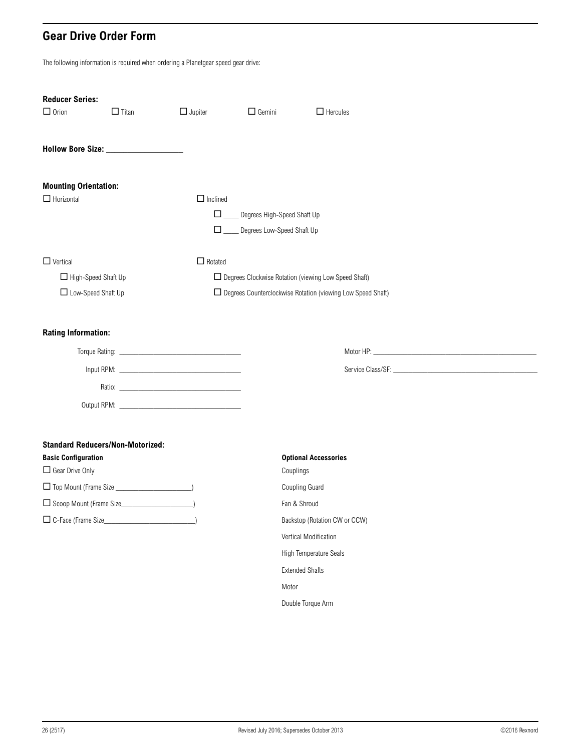## Gear Drive Order Form

The following information is required when ordering a Planetgear speed gear drive:

**Reducer Series:**

☐ Orion ☐ Titan ☐ Jupiter ☐ Gemini ☐ Hercules

**Hollow Bore Size:** ____________________

**Mounting Orientation:**

☐ Horizontal

☐ Inclined
- ☐ _____ Degrees High-Speed Shaft Up
- ☐ _____ Degrees Low-Speed Shaft Up

☐ Vertical
- ☐ High-Speed Shaft Up
- ☐ Low-Speed Shaft Up

☐ Rotated
- ☐ Degrees Clockwise Rotation (viewing Low Speed Shaft)
- ☐ Degrees Counterclockwise Rotation (viewing Low Speed Shaft)

**Rating Information:**

Torque Rating: ____________________

Input RPM: ____________________

Ratio: ____________________

Output RPM: ____________________

Motor HP: ____________________

Service Class/SF: ____________________

**Standard Reducers/Non-Motorized:**

**Basic Configuration**

☐ Gear Drive Only

☐ Top Mount (Frame Size ______________________)

☐ Scoop Mount (Frame Size______________________)

☐ C-Face (Frame Size__________________________)

**Optional Accessories**

Couplings

Coupling Guard

Fan & Shroud

Backstop (Rotation CW or CCW)

Vertical Modification

High Temperature Seals

Extended Shafts

Motor

Double Torque Arm

Revised July 2016; Supersedes October 2013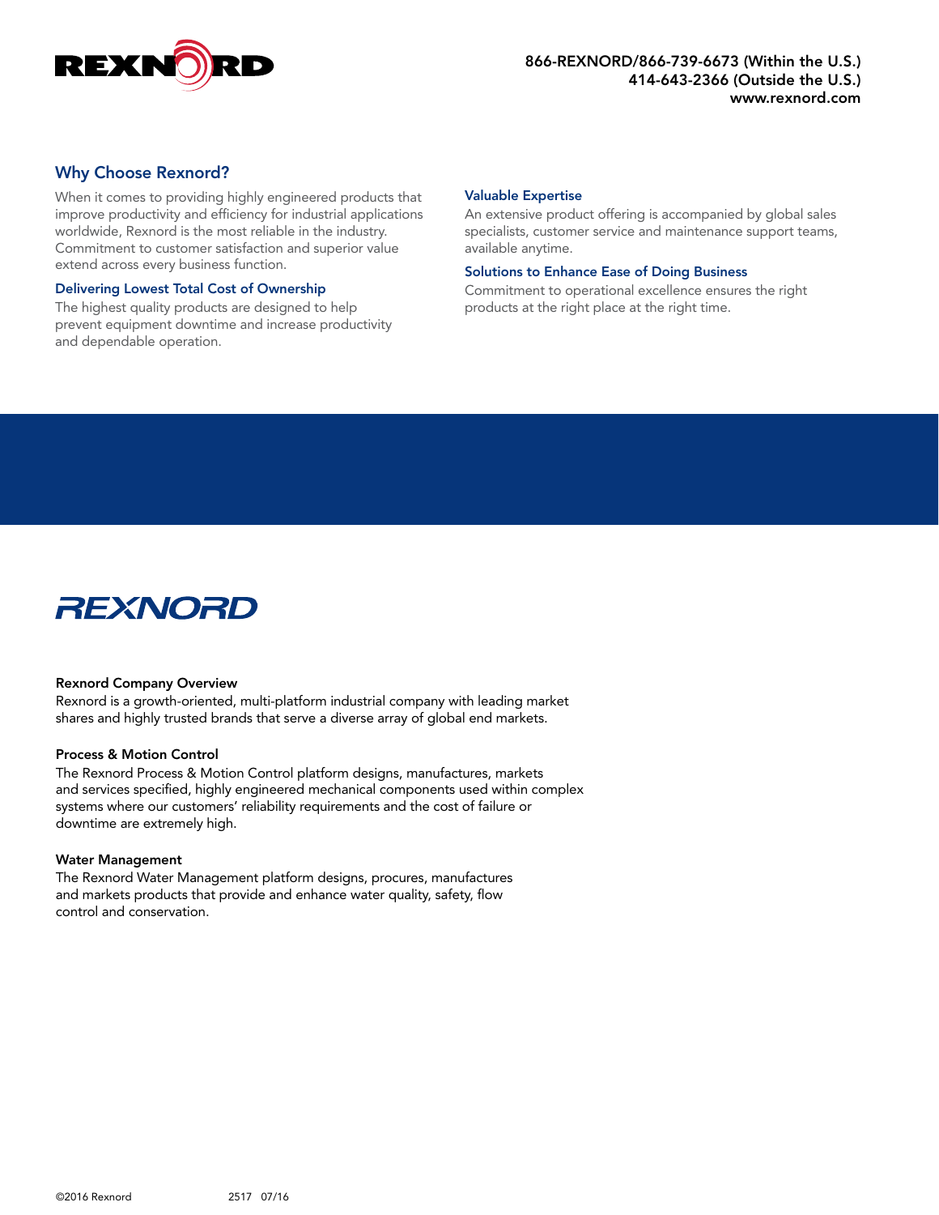866-REXNORD/866-739-6673 (Within the U.S.)
414-643-2366 (Outside the U.S.)
www.rexnord.com

## Why Choose Rexnord?

When it comes to providing highly engineered products that improve productivity and efficiency for industrial applications worldwide, Rexnord is the most reliable in the industry. Commitment to customer satisfaction and superior value extend across every business function.

### Delivering Lowest Total Cost of Ownership

The highest quality products are designed to help prevent equipment downtime and increase productivity and dependable operation.

### Valuable Expertise

An extensive product offering is accompanied by global sales specialists, customer service and maintenance support teams, available anytime.

### Solutions to Enhance Ease of Doing Business

Commitment to operational excellence ensures the right products at the right place at the right time.

## REXNORD

**Rexnord Company Overview**
Rexnord is a growth-oriented, multi-platform industrial company with leading market shares and highly trusted brands that serve a diverse array of global end markets.

**Process & Motion Control**
The Rexnord Process & Motion Control platform designs, manufactures, markets and services specified, highly engineered mechanical components used within complex systems where our customers' reliability requirements and the cost of failure or downtime are extremely high.

**Water Management**
The Rexnord Water Management platform designs, procures, manufactures and markets products that provide and enhance water quality, safety, flow control and conservation.

©2016 Rexnord 2517 07/16